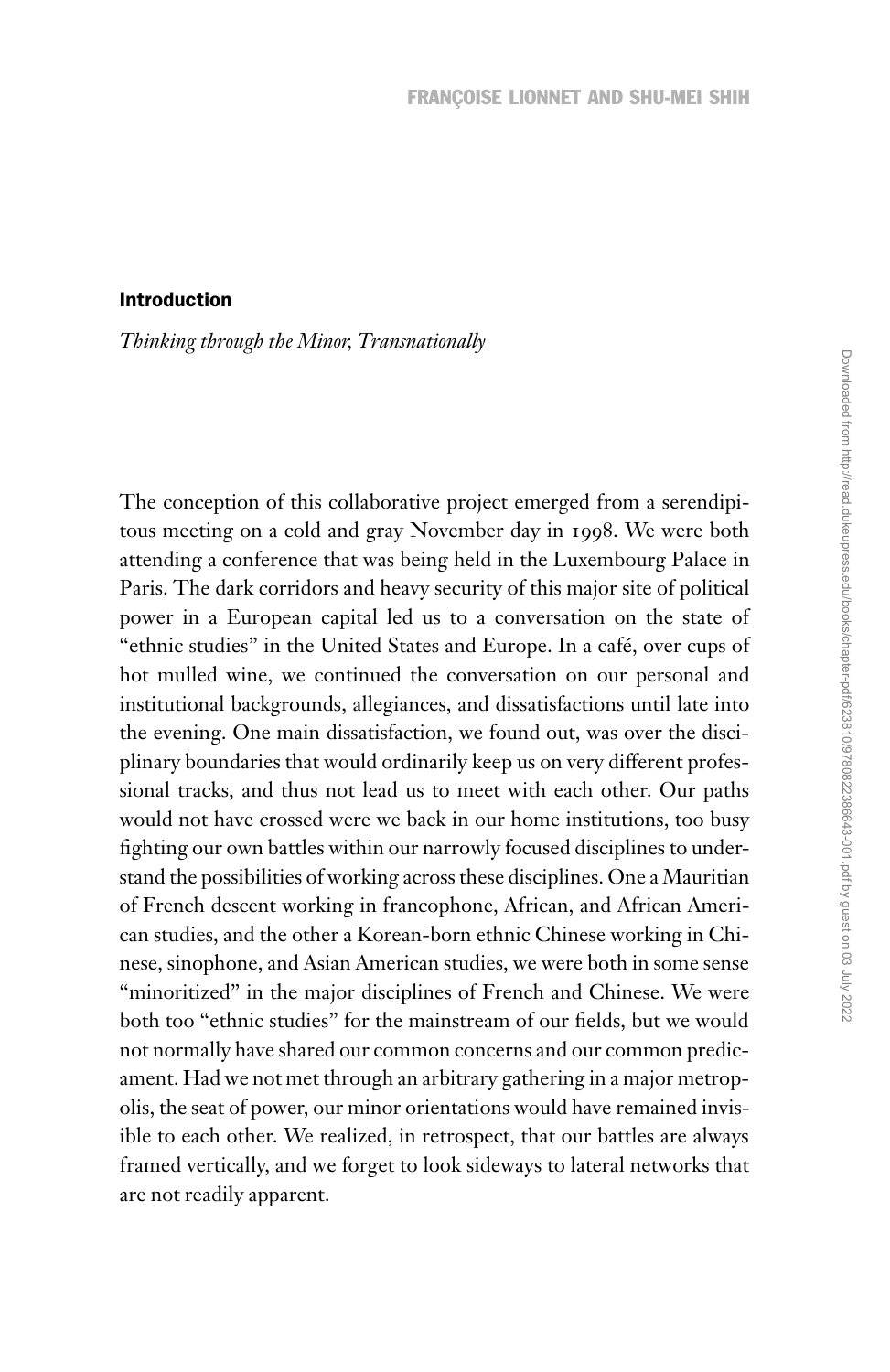FRANÇOISE LIONNET AND SHU-MEI SHIH

# Introduction

*Thinking through the Minor, Transnationally*

The conception of this collaborative project emerged from a serendipitous meeting on a cold and gray November day in 1998. We were both attending a conference that was being held in the Luxembourg Palace in Paris. The dark corridors and heavy security of this major site of political power in a European capital led us to a conversation on the state of "ethnic studies" in the United States and Europe. In a café, over cups of hot mulled wine, we continued the conversation on our personal and institutional backgrounds, allegiances, and dissatisfactions until late into the evening. One main dissatisfaction, we found out, was over the disciplinary boundaries that would ordinarily keep us on very different professional tracks, and thus not lead us to meet with each other. Our paths would not have crossed were we back in our home institutions, too busy fighting our own battles within our narrowly focused disciplines to understand the possibilities of working across these disciplines. One a Mauritian of French descent working in francophone, African, and African American studies, and the other a Korean-born ethnic Chinese working in Chinese, sinophone, and Asian American studies, we were both in some sense "minoritized" in the major disciplines of French and Chinese. We were both too "ethnic studies" for the mainstream of our fields, but we would not normally have shared our common concerns and our common predicament. Had we not met through an arbitrary gathering in a major metropolis, the seat of power, our minor orientations would have remained invisible to each other. We realized, in retrospect, that our battles are always framed vertically, and we forget to look sideways to lateral networks that are not readily apparent.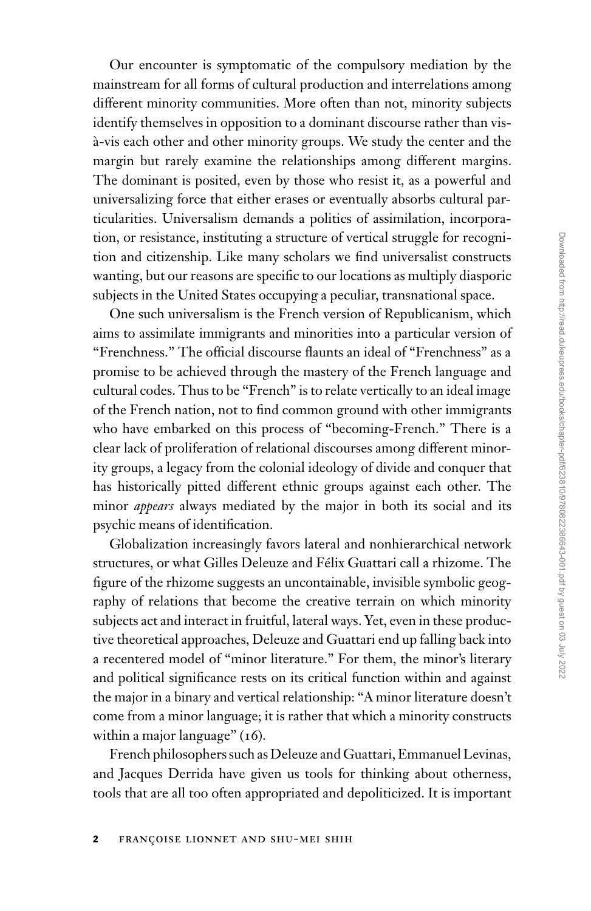Our encounter is symptomatic of the compulsory mediation by the mainstream for all forms of cultural production and interrelations among different minority communities. More often than not, minority subjects identify themselves in opposition to a dominant discourse rather than vis-à-vis each other and other minority groups. We study the center and the margin but rarely examine the relationships among different margins. The dominant is posited, even by those who resist it, as a powerful and universalizing force that either erases or eventually absorbs cultural particularities. Universalism demands a politics of assimilation, incorporation, or resistance, instituting a structure of vertical struggle for recognition and citizenship. Like many scholars we find universalist constructs wanting, but our reasons are specific to our locations as multiply diasporic subjects in the United States occupying a peculiar, transnational space.

One such universalism is the French version of Republicanism, which aims to assimilate immigrants and minorities into a particular version of "Frenchness." The official discourse flaunts an ideal of "Frenchness" as a promise to be achieved through the mastery of the French language and cultural codes. Thus to be "French" is to relate vertically to an ideal image of the French nation, not to find common ground with other immigrants who have embarked on this process of "becoming-French." There is a clear lack of proliferation of relational discourses among different minority groups, a legacy from the colonial ideology of divide and conquer that has historically pitted different ethnic groups against each other. The minor *appears* always mediated by the major in both its social and its psychic means of identification.

Globalization increasingly favors lateral and nonhierarchical network structures, or what Gilles Deleuze and Félix Guattari call a rhizome. The figure of the rhizome suggests an uncontainable, invisible symbolic geography of relations that become the creative terrain on which minority subjects act and interact in fruitful, lateral ways. Yet, even in these productive theoretical approaches, Deleuze and Guattari end up falling back into a recentered model of "minor literature." For them, the minor's literary and political significance rests on its critical function within and against the major in a binary and vertical relationship: "A minor literature doesn't come from a minor language; it is rather that which a minority constructs within a major language" (16).

French philosophers such as Deleuze and Guattari, Emmanuel Levinas, and Jacques Derrida have given us tools for thinking about otherness, tools that are all too often appropriated and depoliticized. It is important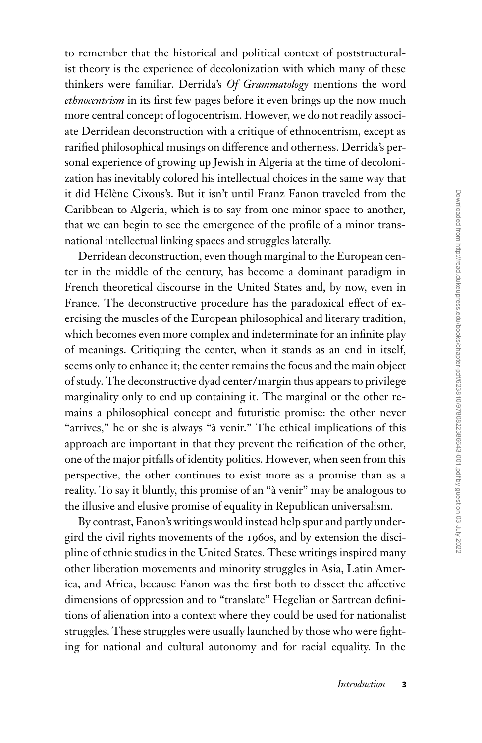to remember that the historical and political context of poststructuralist theory is the experience of decolonization with which many of these thinkers were familiar. Derrida's *Of Grammatology* mentions the word *ethnocentrism* in its first few pages before it even brings up the now much more central concept of logocentrism. However, we do not readily associate Derridean deconstruction with a critique of ethnocentrism, except as rarified philosophical musings on difference and otherness. Derrida's personal experience of growing up Jewish in Algeria at the time of decolonization has inevitably colored his intellectual choices in the same way that it did Hélène Cixous's. But it isn't until Franz Fanon traveled from the Caribbean to Algeria, which is to say from one minor space to another, that we can begin to see the emergence of the profile of a minor transnational intellectual linking spaces and struggles laterally.

Derridean deconstruction, even though marginal to the European center in the middle of the century, has become a dominant paradigm in French theoretical discourse in the United States and, by now, even in France. The deconstructive procedure has the paradoxical effect of exercising the muscles of the European philosophical and literary tradition, which becomes even more complex and indeterminate for an infinite play of meanings. Critiquing the center, when it stands as an end in itself, seems only to enhance it; the center remains the focus and the main object of study. The deconstructive dyad center/margin thus appears to privilege marginality only to end up containing it. The marginal or the other remains a philosophical concept and futuristic promise: the other never "arrives," he or she is always "à venir." The ethical implications of this approach are important in that they prevent the reification of the other, one of the major pitfalls of identity politics. However, when seen from this perspective, the other continues to exist more as a promise than as a reality. To say it bluntly, this promise of an "à venir" may be analogous to the illusive and elusive promise of equality in Republican universalism.

By contrast, Fanon's writings would instead help spur and partly undergird the civil rights movements of the 1960s, and by extension the discipline of ethnic studies in the United States. These writings inspired many other liberation movements and minority struggles in Asia, Latin America, and Africa, because Fanon was the first both to dissect the affective dimensions of oppression and to "translate" Hegelian or Sartrean definitions of alienation into a context where they could be used for nationalist struggles. These struggles were usually launched by those who were fighting for national and cultural autonomy and for racial equality. In the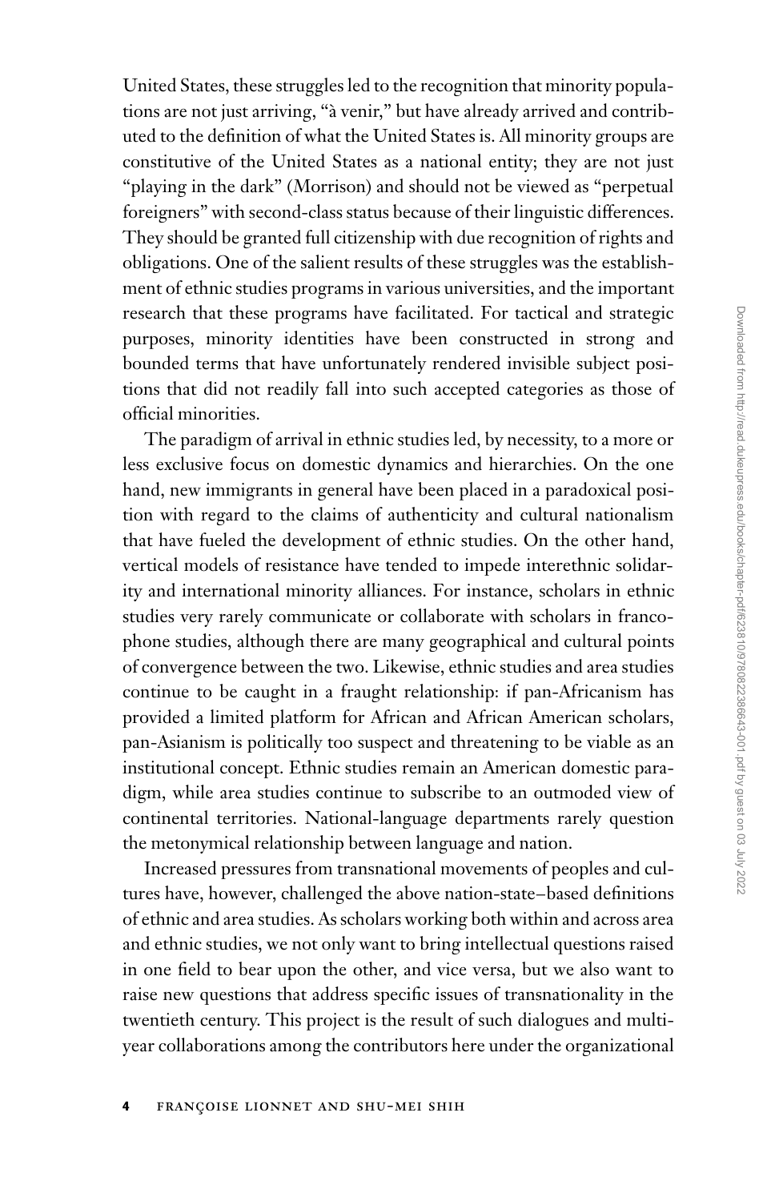United States, these struggles led to the recognition that minority populations are not just arriving, "à venir," but have already arrived and contributed to the definition of what the United States is. All minority groups are constitutive of the United States as a national entity; they are not just "playing in the dark" (Morrison) and should not be viewed as "perpetual foreigners" with second-class status because of their linguistic differences. They should be granted full citizenship with due recognition of rights and obligations. One of the salient results of these struggles was the establishment of ethnic studies programs in various universities, and the important research that these programs have facilitated. For tactical and strategic purposes, minority identities have been constructed in strong and bounded terms that have unfortunately rendered invisible subject positions that did not readily fall into such accepted categories as those of official minorities.

The paradigm of arrival in ethnic studies led, by necessity, to a more or less exclusive focus on domestic dynamics and hierarchies. On the one hand, new immigrants in general have been placed in a paradoxical position with regard to the claims of authenticity and cultural nationalism that have fueled the development of ethnic studies. On the other hand, vertical models of resistance have tended to impede interethnic solidarity and international minority alliances. For instance, scholars in ethnic studies very rarely communicate or collaborate with scholars in francophone studies, although there are many geographical and cultural points of convergence between the two. Likewise, ethnic studies and area studies continue to be caught in a fraught relationship: if pan-Africanism has provided a limited platform for African and African American scholars, pan-Asianism is politically too suspect and threatening to be viable as an institutional concept. Ethnic studies remain an American domestic paradigm, while area studies continue to subscribe to an outmoded view of continental territories. National-language departments rarely question the metonymical relationship between language and nation.

Increased pressures from transnational movements of peoples and cultures have, however, challenged the above nation-state–based definitions of ethnic and area studies. As scholars working both within and across area and ethnic studies, we not only want to bring intellectual questions raised in one field to bear upon the other, and vice versa, but we also want to raise new questions that address specific issues of transnationality in the twentieth century. This project is the result of such dialogues and multiyear collaborations among the contributors here under the organizational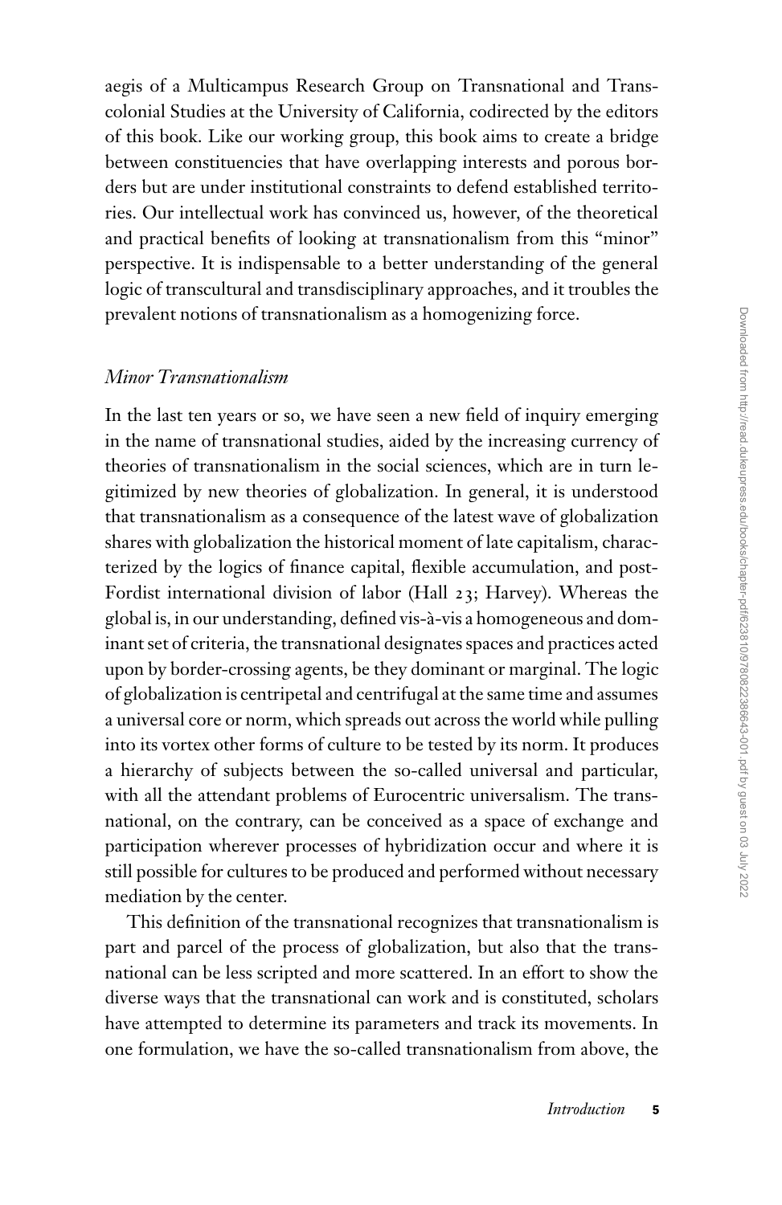aegis of a Multicampus Research Group on Transnational and Transcolonial Studies at the University of California, codirected by the editors of this book. Like our working group, this book aims to create a bridge between constituencies that have overlapping interests and porous borders but are under institutional constraints to defend established territories. Our intellectual work has convinced us, however, of the theoretical and practical benefits of looking at transnationalism from this "minor" perspective. It is indispensable to a better understanding of the general logic of transcultural and transdisciplinary approaches, and it troubles the prevalent notions of transnationalism as a homogenizing force.

## *Minor Transnationalism*

In the last ten years or so, we have seen a new field of inquiry emerging in the name of transnational studies, aided by the increasing currency of theories of transnationalism in the social sciences, which are in turn legitimized by new theories of globalization. In general, it is understood that transnationalism as a consequence of the latest wave of globalization shares with globalization the historical moment of late capitalism, characterized by the logics of finance capital, flexible accumulation, and post-Fordist international division of labor (Hall 23; Harvey). Whereas the global is, in our understanding, defined vis-à-vis a homogeneous and dominant set of criteria, the transnational designates spaces and practices acted upon by border-crossing agents, be they dominant or marginal. The logic of globalization is centripetal and centrifugal at the same time and assumes a universal core or norm, which spreads out across the world while pulling into its vortex other forms of culture to be tested by its norm. It produces a hierarchy of subjects between the so-called universal and particular, with all the attendant problems of Eurocentric universalism. The transnational, on the contrary, can be conceived as a space of exchange and participation wherever processes of hybridization occur and where it is still possible for cultures to be produced and performed without necessary mediation by the center.

This definition of the transnational recognizes that transnationalism is part and parcel of the process of globalization, but also that the transnational can be less scripted and more scattered. In an effort to show the diverse ways that the transnational can work and is constituted, scholars have attempted to determine its parameters and track its movements. In one formulation, we have the so-called transnationalism from above, the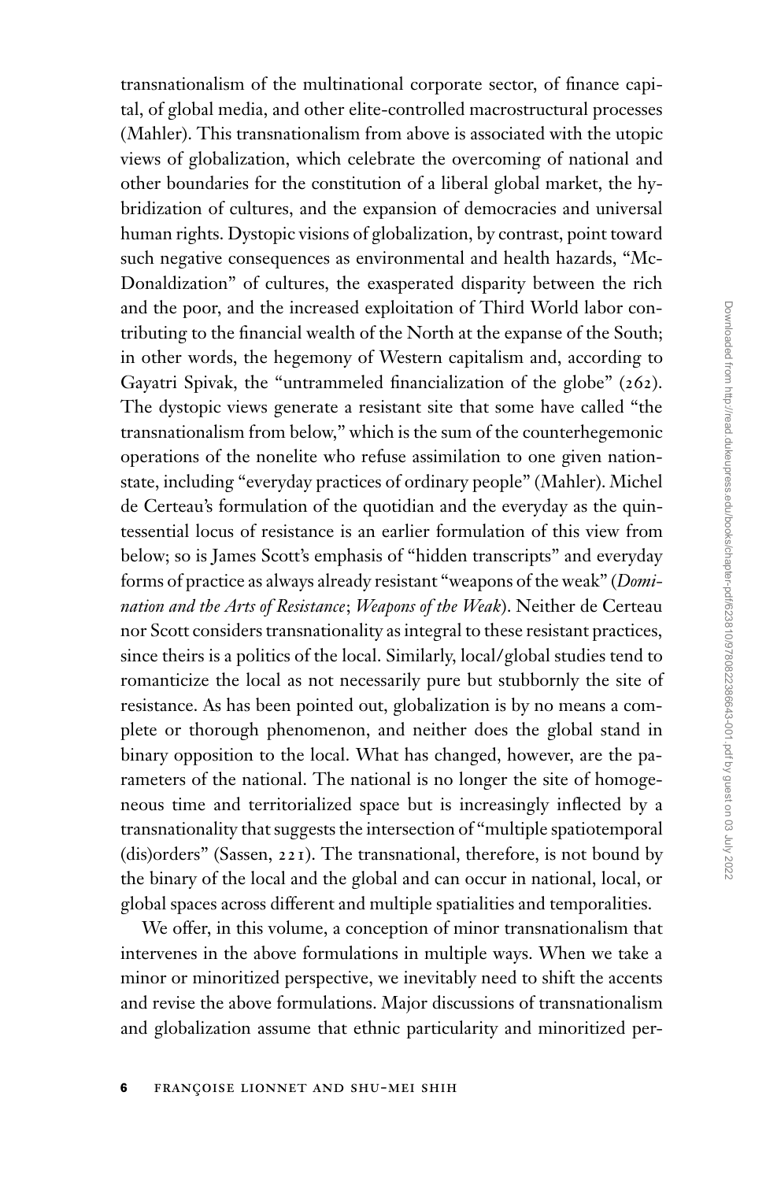transnationalism of the multinational corporate sector, of finance capital, of global media, and other elite-controlled macrostructural processes (Mahler). This transnationalism from above is associated with the utopic views of globalization, which celebrate the overcoming of national and other boundaries for the constitution of a liberal global market, the hybridization of cultures, and the expansion of democracies and universal human rights. Dystopic visions of globalization, by contrast, point toward such negative consequences as environmental and health hazards, "McDonaldization" of cultures, the exasperated disparity between the rich and the poor, and the increased exploitation of Third World labor contributing to the financial wealth of the North at the expanse of the South; in other words, the hegemony of Western capitalism and, according to Gayatri Spivak, the "untrammeled financialization of the globe" (262). The dystopic views generate a resistant site that some have called "the transnationalism from below," which is the sum of the counterhegemonic operations of the nonelite who refuse assimilation to one given nation-state, including "everyday practices of ordinary people" (Mahler). Michel de Certeau's formulation of the quotidian and the everyday as the quintessential locus of resistance is an earlier formulation of this view from below; so is James Scott's emphasis of "hidden transcripts" and everyday forms of practice as always already resistant "weapons of the weak" (*Domination and the Arts of Resistance*; *Weapons of the Weak*). Neither de Certeau nor Scott considers transnationality as integral to these resistant practices, since theirs is a politics of the local. Similarly, local/global studies tend to romanticize the local as not necessarily pure but stubbornly the site of resistance. As has been pointed out, globalization is by no means a complete or thorough phenomenon, and neither does the global stand in binary opposition to the local. What has changed, however, are the parameters of the national. The national is no longer the site of homogeneous time and territorialized space but is increasingly inflected by a transnationality that suggests the intersection of "multiple spatiotemporal (dis)orders" (Sassen, 221). The transnational, therefore, is not bound by the binary of the local and the global and can occur in national, local, or global spaces across different and multiple spatialities and temporalities.

We offer, in this volume, a conception of minor transnationalism that intervenes in the above formulations in multiple ways. When we take a minor or minoritized perspective, we inevitably need to shift the accents and revise the above formulations. Major discussions of transnationalism and globalization assume that ethnic particularity and minoritized per-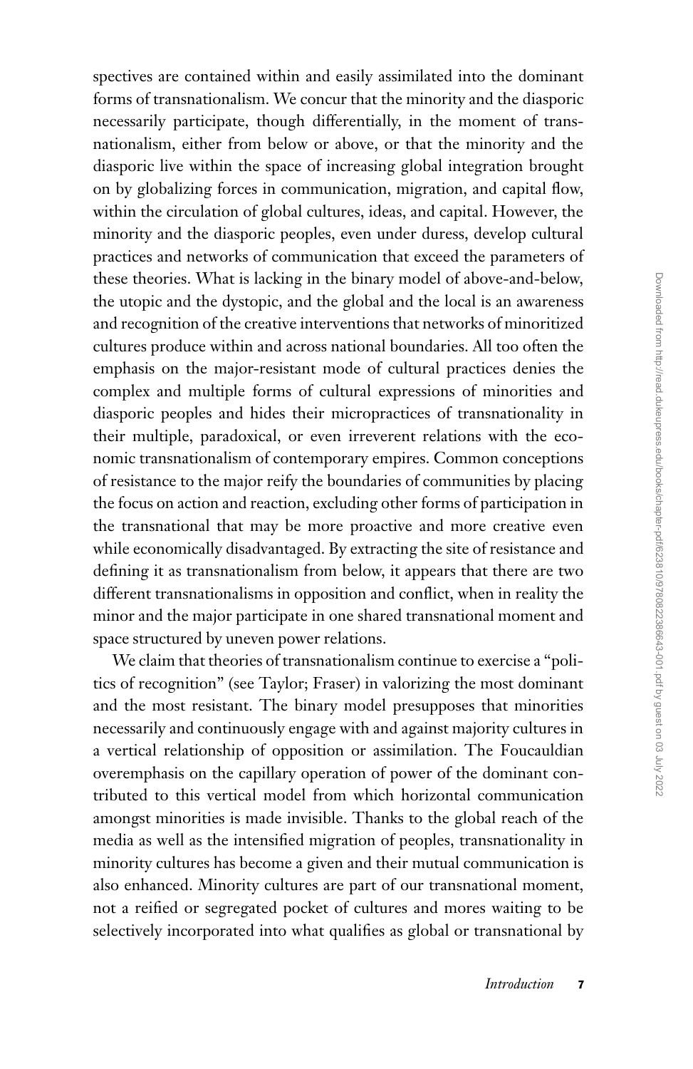spectives are contained within and easily assimilated into the dominant forms of transnationalism. We concur that the minority and the diasporic necessarily participate, though differentially, in the moment of transnationalism, either from below or above, or that the minority and the diasporic live within the space of increasing global integration brought on by globalizing forces in communication, migration, and capital flow, within the circulation of global cultures, ideas, and capital. However, the minority and the diasporic peoples, even under duress, develop cultural practices and networks of communication that exceed the parameters of these theories. What is lacking in the binary model of above-and-below, the utopic and the dystopic, and the global and the local is an awareness and recognition of the creative interventions that networks of minoritized cultures produce within and across national boundaries. All too often the emphasis on the major-resistant mode of cultural practices denies the complex and multiple forms of cultural expressions of minorities and diasporic peoples and hides their micropractices of transnationality in their multiple, paradoxical, or even irreverent relations with the economic transnationalism of contemporary empires. Common conceptions of resistance to the major reify the boundaries of communities by placing the focus on action and reaction, excluding other forms of participation in the transnational that may be more proactive and more creative even while economically disadvantaged. By extracting the site of resistance and defining it as transnationalism from below, it appears that there are two different transnationalisms in opposition and conflict, when in reality the minor and the major participate in one shared transnational moment and space structured by uneven power relations.

We claim that theories of transnationalism continue to exercise a "politics of recognition" (see Taylor; Fraser) in valorizing the most dominant and the most resistant. The binary model presupposes that minorities necessarily and continuously engage with and against majority cultures in a vertical relationship of opposition or assimilation. The Foucauldian overemphasis on the capillary operation of power of the dominant contributed to this vertical model from which horizontal communication amongst minorities is made invisible. Thanks to the global reach of the media as well as the intensified migration of peoples, transnationality in minority cultures has become a given and their mutual communication is also enhanced. Minority cultures are part of our transnational moment, not a reified or segregated pocket of cultures and mores waiting to be selectively incorporated into what qualifies as global or transnational by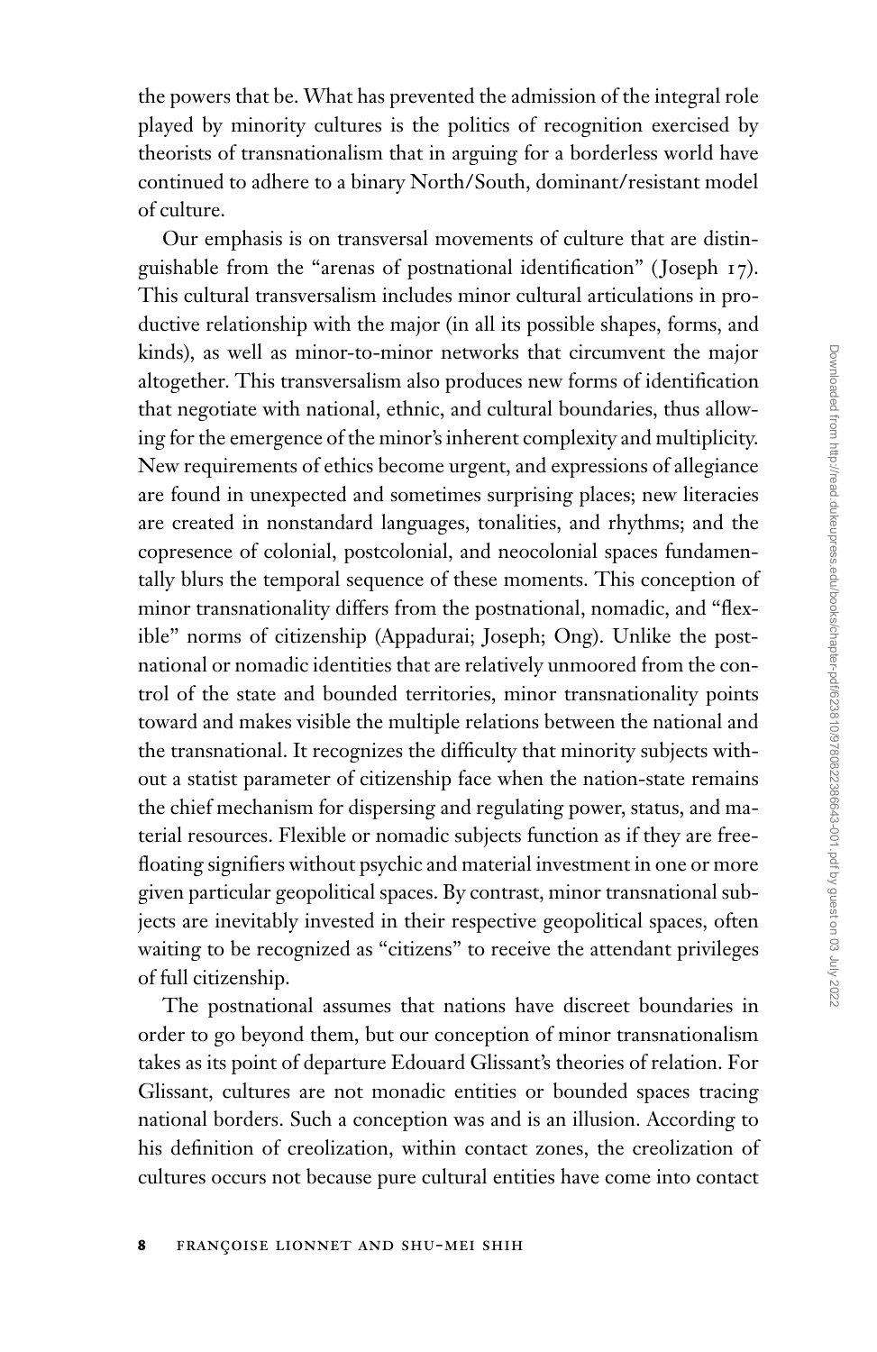the powers that be. What has prevented the admission of the integral role played by minority cultures is the politics of recognition exercised by theorists of transnationalism that in arguing for a borderless world have continued to adhere to a binary North/South, dominant/resistant model of culture.

Our emphasis is on transversal movements of culture that are distinguishable from the "arenas of postnational identification" (Joseph 17). This cultural transversalism includes minor cultural articulations in productive relationship with the major (in all its possible shapes, forms, and kinds), as well as minor-to-minor networks that circumvent the major altogether. This transversalism also produces new forms of identification that negotiate with national, ethnic, and cultural boundaries, thus allowing for the emergence of the minor's inherent complexity and multiplicity. New requirements of ethics become urgent, and expressions of allegiance are found in unexpected and sometimes surprising places; new literacies are created in nonstandard languages, tonalities, and rhythms; and the copresence of colonial, postcolonial, and neocolonial spaces fundamentally blurs the temporal sequence of these moments. This conception of minor transnationality differs from the postnational, nomadic, and "flexible" norms of citizenship (Appadurai; Joseph; Ong). Unlike the postnational or nomadic identities that are relatively unmoored from the control of the state and bounded territories, minor transnationality points toward and makes visible the multiple relations between the national and the transnational. It recognizes the difficulty that minority subjects without a statist parameter of citizenship face when the nation-state remains the chief mechanism for dispersing and regulating power, status, and material resources. Flexible or nomadic subjects function as if they are free-floating signifiers without psychic and material investment in one or more given particular geopolitical spaces. By contrast, minor transnational subjects are inevitably invested in their respective geopolitical spaces, often waiting to be recognized as "citizens" to receive the attendant privileges of full citizenship.

The postnational assumes that nations have discreet boundaries in order to go beyond them, but our conception of minor transnationalism takes as its point of departure Edouard Glissant's theories of relation. For Glissant, cultures are not monadic entities or bounded spaces tracing national borders. Such a conception was and is an illusion. According to his definition of creolization, within contact zones, the creolization of cultures occurs not because pure cultural entities have come into contact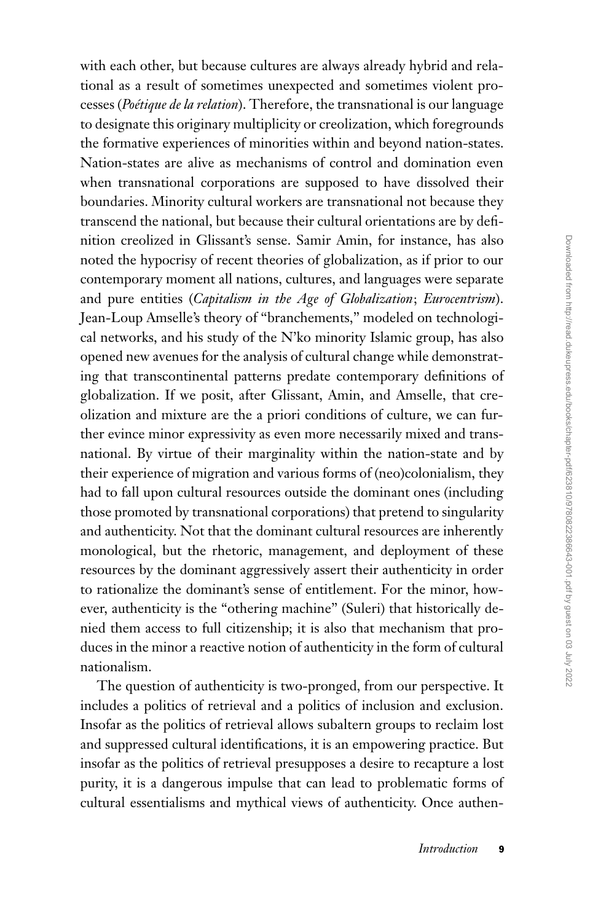with each other, but because cultures are always already hybrid and relational as a result of sometimes unexpected and sometimes violent processes (*Poétique de la relation*). Therefore, the transnational is our language to designate this originary multiplicity or creolization, which foregrounds the formative experiences of minorities within and beyond nation-states. Nation-states are alive as mechanisms of control and domination even when transnational corporations are supposed to have dissolved their boundaries. Minority cultural workers are transnational not because they transcend the national, but because their cultural orientations are by definition creolized in Glissant's sense. Samir Amin, for instance, has also noted the hypocrisy of recent theories of globalization, as if prior to our contemporary moment all nations, cultures, and languages were separate and pure entities (*Capitalism in the Age of Globalization*; *Eurocentrism*). Jean-Loup Amselle's theory of "branchements," modeled on technological networks, and his study of the N'ko minority Islamic group, has also opened new avenues for the analysis of cultural change while demonstrating that transcontinental patterns predate contemporary definitions of globalization. If we posit, after Glissant, Amin, and Amselle, that creolization and mixture are the a priori conditions of culture, we can further evince minor expressivity as even more necessarily mixed and transnational. By virtue of their marginality within the nation-state and by their experience of migration and various forms of (neo)colonialism, they had to fall upon cultural resources outside the dominant ones (including those promoted by transnational corporations) that pretend to singularity and authenticity. Not that the dominant cultural resources are inherently monological, but the rhetoric, management, and deployment of these resources by the dominant aggressively assert their authenticity in order to rationalize the dominant's sense of entitlement. For the minor, however, authenticity is the "othering machine" (Suleri) that historically denied them access to full citizenship; it is also that mechanism that produces in the minor a reactive notion of authenticity in the form of cultural nationalism.

The question of authenticity is two-pronged, from our perspective. It includes a politics of retrieval and a politics of inclusion and exclusion. Insofar as the politics of retrieval allows subaltern groups to reclaim lost and suppressed cultural identifications, it is an empowering practice. But insofar as the politics of retrieval presupposes a desire to recapture a lost purity, it is a dangerous impulse that can lead to problematic forms of cultural essentialisms and mythical views of authenticity. Once authen-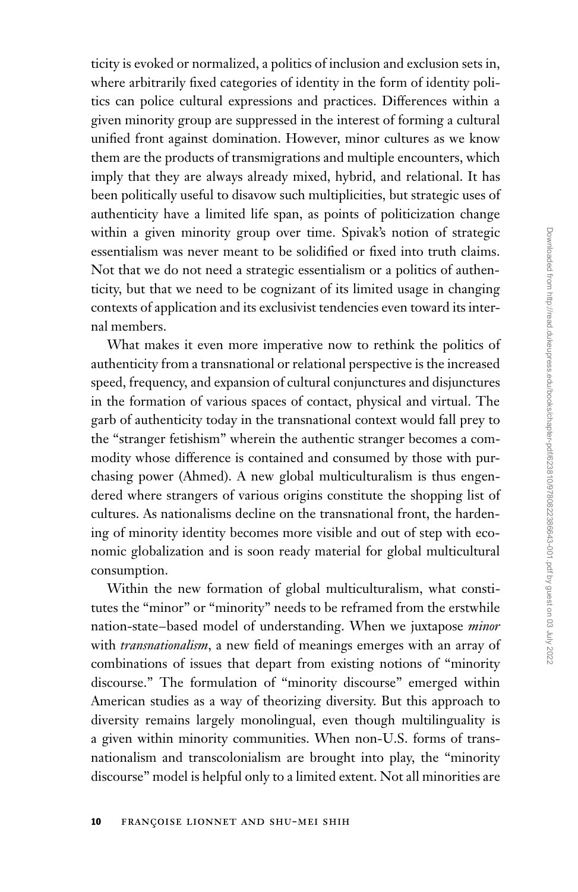ticity is evoked or normalized, a politics of inclusion and exclusion sets in, where arbitrarily fixed categories of identity in the form of identity politics can police cultural expressions and practices. Differences within a given minority group are suppressed in the interest of forming a cultural unified front against domination. However, minor cultures as we know them are the products of transmigrations and multiple encounters, which imply that they are always already mixed, hybrid, and relational. It has been politically useful to disavow such multiplicities, but strategic uses of authenticity have a limited life span, as points of politicization change within a given minority group over time. Spivak's notion of strategic essentialism was never meant to be solidified or fixed into truth claims. Not that we do not need a strategic essentialism or a politics of authenticity, but that we need to be cognizant of its limited usage in changing contexts of application and its exclusivist tendencies even toward its internal members.

What makes it even more imperative now to rethink the politics of authenticity from a transnational or relational perspective is the increased speed, frequency, and expansion of cultural conjunctures and disjunctures in the formation of various spaces of contact, physical and virtual. The garb of authenticity today in the transnational context would fall prey to the "stranger fetishism" wherein the authentic stranger becomes a commodity whose difference is contained and consumed by those with purchasing power (Ahmed). A new global multiculturalism is thus engendered where strangers of various origins constitute the shopping list of cultures. As nationalisms decline on the transnational front, the hardening of minority identity becomes more visible and out of step with economic globalization and is soon ready material for global multicultural consumption.

Within the new formation of global multiculturalism, what constitutes the "minor" or "minority" needs to be reframed from the erstwhile nation-state–based model of understanding. When we juxtapose *minor* with *transnationalism*, a new field of meanings emerges with an array of combinations of issues that depart from existing notions of "minority discourse." The formulation of "minority discourse" emerged within American studies as a way of theorizing diversity. But this approach to diversity remains largely monolingual, even though multilinguality is a given within minority communities. When non-U.S. forms of transnationalism and transcolonialism are brought into play, the "minority discourse" model is helpful only to a limited extent. Not all minorities are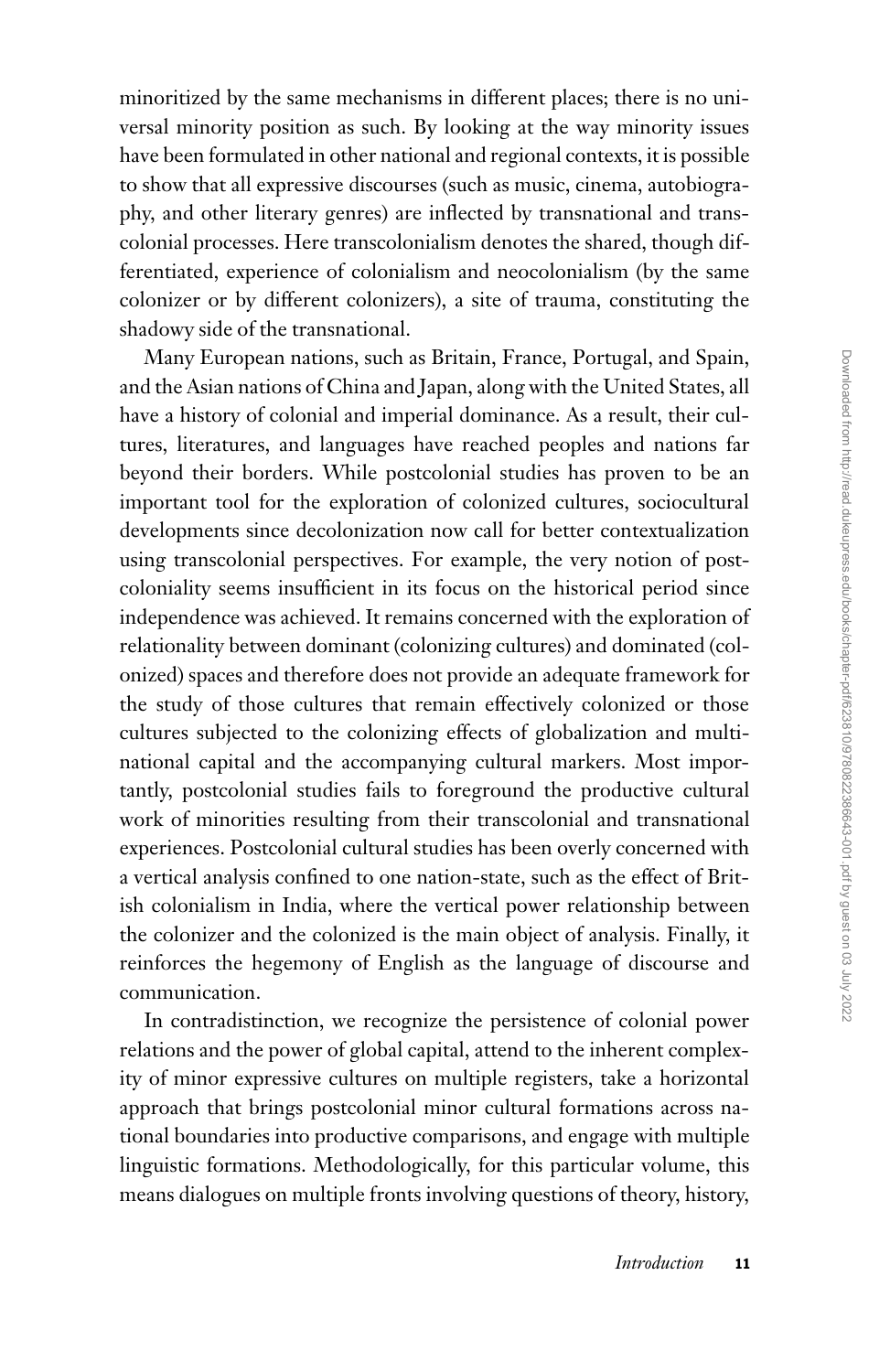minoritized by the same mechanisms in different places; there is no universal minority position as such. By looking at the way minority issues have been formulated in other national and regional contexts, it is possible to show that all expressive discourses (such as music, cinema, autobiography, and other literary genres) are inflected by transnational and transcolonial processes. Here transcolonialism denotes the shared, though differentiated, experience of colonialism and neocolonialism (by the same colonizer or by different colonizers), a site of trauma, constituting the shadowy side of the transnational.

Many European nations, such as Britain, France, Portugal, and Spain, and the Asian nations of China and Japan, along with the United States, all have a history of colonial and imperial dominance. As a result, their cultures, literatures, and languages have reached peoples and nations far beyond their borders. While postcolonial studies has proven to be an important tool for the exploration of colonized cultures, sociocultural developments since decolonization now call for better contextualization using transcolonial perspectives. For example, the very notion of postcoloniality seems insufficient in its focus on the historical period since independence was achieved. It remains concerned with the exploration of relationality between dominant (colonizing cultures) and dominated (colonized) spaces and therefore does not provide an adequate framework for the study of those cultures that remain effectively colonized or those cultures subjected to the colonizing effects of globalization and multinational capital and the accompanying cultural markers. Most importantly, postcolonial studies fails to foreground the productive cultural work of minorities resulting from their transcolonial and transnational experiences. Postcolonial cultural studies has been overly concerned with a vertical analysis confined to one nation-state, such as the effect of British colonialism in India, where the vertical power relationship between the colonizer and the colonized is the main object of analysis. Finally, it reinforces the hegemony of English as the language of discourse and communication.

In contradistinction, we recognize the persistence of colonial power relations and the power of global capital, attend to the inherent complexity of minor expressive cultures on multiple registers, take a horizontal approach that brings postcolonial minor cultural formations across national boundaries into productive comparisons, and engage with multiple linguistic formations. Methodologically, for this particular volume, this means dialogues on multiple fronts involving questions of theory, history,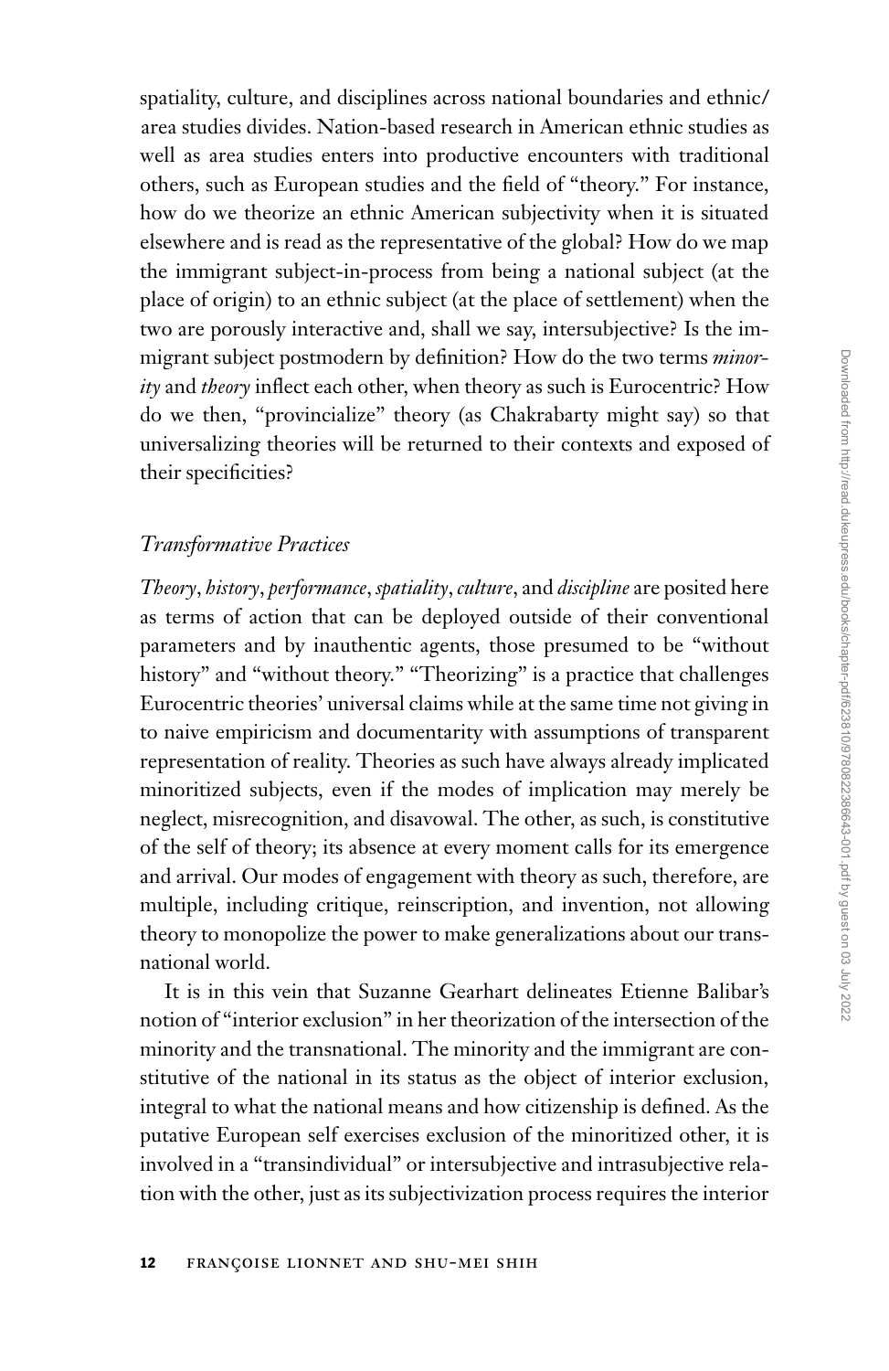spatiality, culture, and disciplines across national boundaries and ethnic/area studies divides. Nation-based research in American ethnic studies as well as area studies enters into productive encounters with traditional others, such as European studies and the field of "theory." For instance, how do we theorize an ethnic American subjectivity when it is situated elsewhere and is read as the representative of the global? How do we map the immigrant subject-in-process from being a national subject (at the place of origin) to an ethnic subject (at the place of settlement) when the two are porously interactive and, shall we say, intersubjective? Is the immigrant subject postmodern by definition? How do the two terms *minority* and *theory* inflect each other, when theory as such is Eurocentric? How do we then, "provincialize" theory (as Chakrabarty might say) so that universalizing theories will be returned to their contexts and exposed of their specificities?

### *Transformative Practices*

*Theory*, *history*, *performance*, *spatiality*, *culture*, and *discipline* are posited here as terms of action that can be deployed outside of their conventional parameters and by inauthentic agents, those presumed to be "without history" and "without theory." "Theorizing" is a practice that challenges Eurocentric theories' universal claims while at the same time not giving in to naive empiricism and documentarity with assumptions of transparent representation of reality. Theories as such have always already implicated minoritized subjects, even if the modes of implication may merely be neglect, misrecognition, and disavowal. The other, as such, is constitutive of the self of theory; its absence at every moment calls for its emergence and arrival. Our modes of engagement with theory as such, therefore, are multiple, including critique, reinscription, and invention, not allowing theory to monopolize the power to make generalizations about our transnational world.

It is in this vein that Suzanne Gearhart delineates Etienne Balibar's notion of "interior exclusion" in her theorization of the intersection of the minority and the transnational. The minority and the immigrant are constitutive of the national in its status as the object of interior exclusion, integral to what the national means and how citizenship is defined. As the putative European self exercises exclusion of the minoritized other, it is involved in a "transindividual" or intersubjective and intrasubjective relation with the other, just as its subjectivization process requires the interior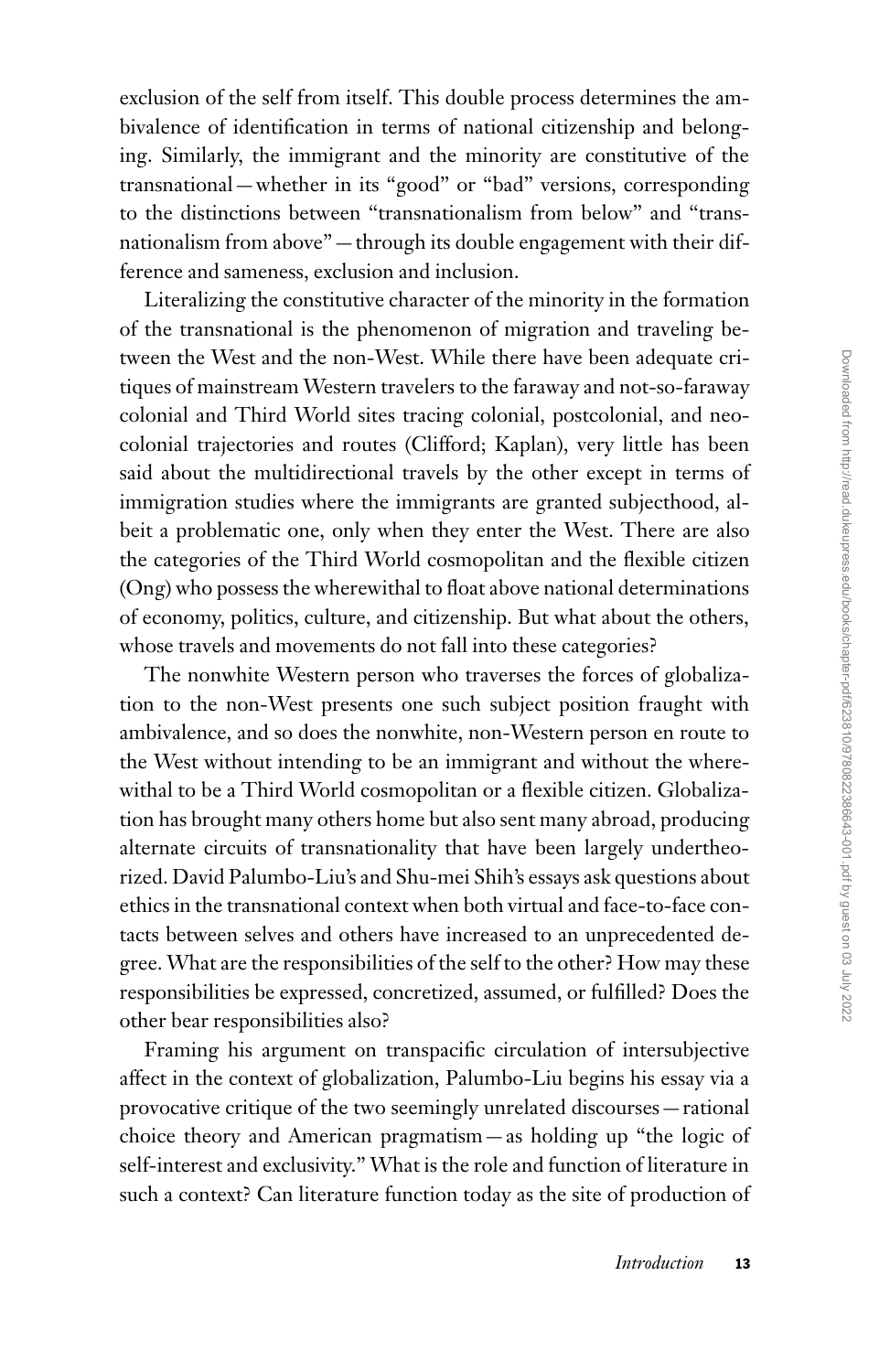exclusion of the self from itself. This double process determines the ambivalence of identification in terms of national citizenship and belonging. Similarly, the immigrant and the minority are constitutive of the transnational—whether in its "good" or "bad" versions, corresponding to the distinctions between "transnationalism from below" and "transnationalism from above"—through its double engagement with their difference and sameness, exclusion and inclusion.

Literalizing the constitutive character of the minority in the formation of the transnational is the phenomenon of migration and traveling between the West and the non-West. While there have been adequate critiques of mainstream Western travelers to the faraway and not-so-faraway colonial and Third World sites tracing colonial, postcolonial, and neocolonial trajectories and routes (Clifford; Kaplan), very little has been said about the multidirectional travels by the other except in terms of immigration studies where the immigrants are granted subjecthood, albeit a problematic one, only when they enter the West. There are also the categories of the Third World cosmopolitan and the flexible citizen (Ong) who possess the wherewithal to float above national determinations of economy, politics, culture, and citizenship. But what about the others, whose travels and movements do not fall into these categories?

The nonwhite Western person who traverses the forces of globalization to the non-West presents one such subject position fraught with ambivalence, and so does the nonwhite, non-Western person en route to the West without intending to be an immigrant and without the wherewithal to be a Third World cosmopolitan or a flexible citizen. Globalization has brought many others home but also sent many abroad, producing alternate circuits of transnationality that have been largely undertheorized. David Palumbo-Liu's and Shu-mei Shih's essays ask questions about ethics in the transnational context when both virtual and face-to-face contacts between selves and others have increased to an unprecedented degree. What are the responsibilities of the self to the other? How may these responsibilities be expressed, concretized, assumed, or fulfilled? Does the other bear responsibilities also?

Framing his argument on transpacific circulation of intersubjective affect in the context of globalization, Palumbo-Liu begins his essay via a provocative critique of the two seemingly unrelated discourses—rational choice theory and American pragmatism—as holding up "the logic of self-interest and exclusivity." What is the role and function of literature in such a context? Can literature function today as the site of production of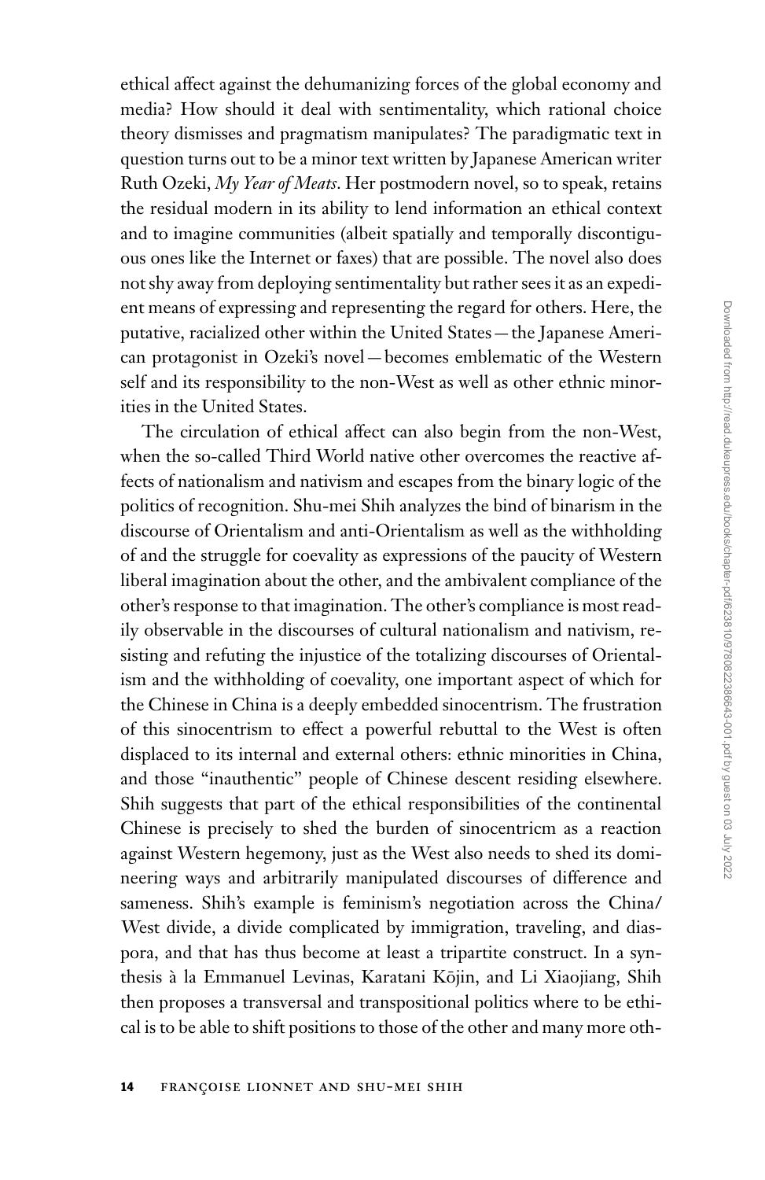ethical affect against the dehumanizing forces of the global economy and media? How should it deal with sentimentality, which rational choice theory dismisses and pragmatism manipulates? The paradigmatic text in question turns out to be a minor text written by Japanese American writer Ruth Ozeki, *My Year of Meats*. Her postmodern novel, so to speak, retains the residual modern in its ability to lend information an ethical context and to imagine communities (albeit spatially and temporally discontiguous ones like the Internet or faxes) that are possible. The novel also does not shy away from deploying sentimentality but rather sees it as an expedient means of expressing and representing the regard for others. Here, the putative, racialized other within the United States—the Japanese American protagonist in Ozeki's novel—becomes emblematic of the Western self and its responsibility to the non-West as well as other ethnic minorities in the United States.

The circulation of ethical affect can also begin from the non-West, when the so-called Third World native other overcomes the reactive affects of nationalism and nativism and escapes from the binary logic of the politics of recognition. Shu-mei Shih analyzes the bind of binarism in the discourse of Orientalism and anti-Orientalism as well as the withholding of and the struggle for coevality as expressions of the paucity of Western liberal imagination about the other, and the ambivalent compliance of the other's response to that imagination. The other's compliance is most readily observable in the discourses of cultural nationalism and nativism, resisting and refuting the injustice of the totalizing discourses of Orientalism and the withholding of coevality, one important aspect of which for the Chinese in China is a deeply embedded sinocentrism. The frustration of this sinocentrism to effect a powerful rebuttal to the West is often displaced to its internal and external others: ethnic minorities in China, and those "inauthentic" people of Chinese descent residing elsewhere. Shih suggests that part of the ethical responsibilities of the continental Chinese is precisely to shed the burden of sinocentricm as a reaction against Western hegemony, just as the West also needs to shed its domineering ways and arbitrarily manipulated discourses of difference and sameness. Shih's example is feminism's negotiation across the China/West divide, a divide complicated by immigration, traveling, and diaspora, and that has thus become at least a tripartite construct. In a synthesis à la Emmanuel Levinas, Karatani Kōjin, and Li Xiaojiang, Shih then proposes a transversal and transpositional politics where to be ethical is to be able to shift positions to those of the other and many more oth-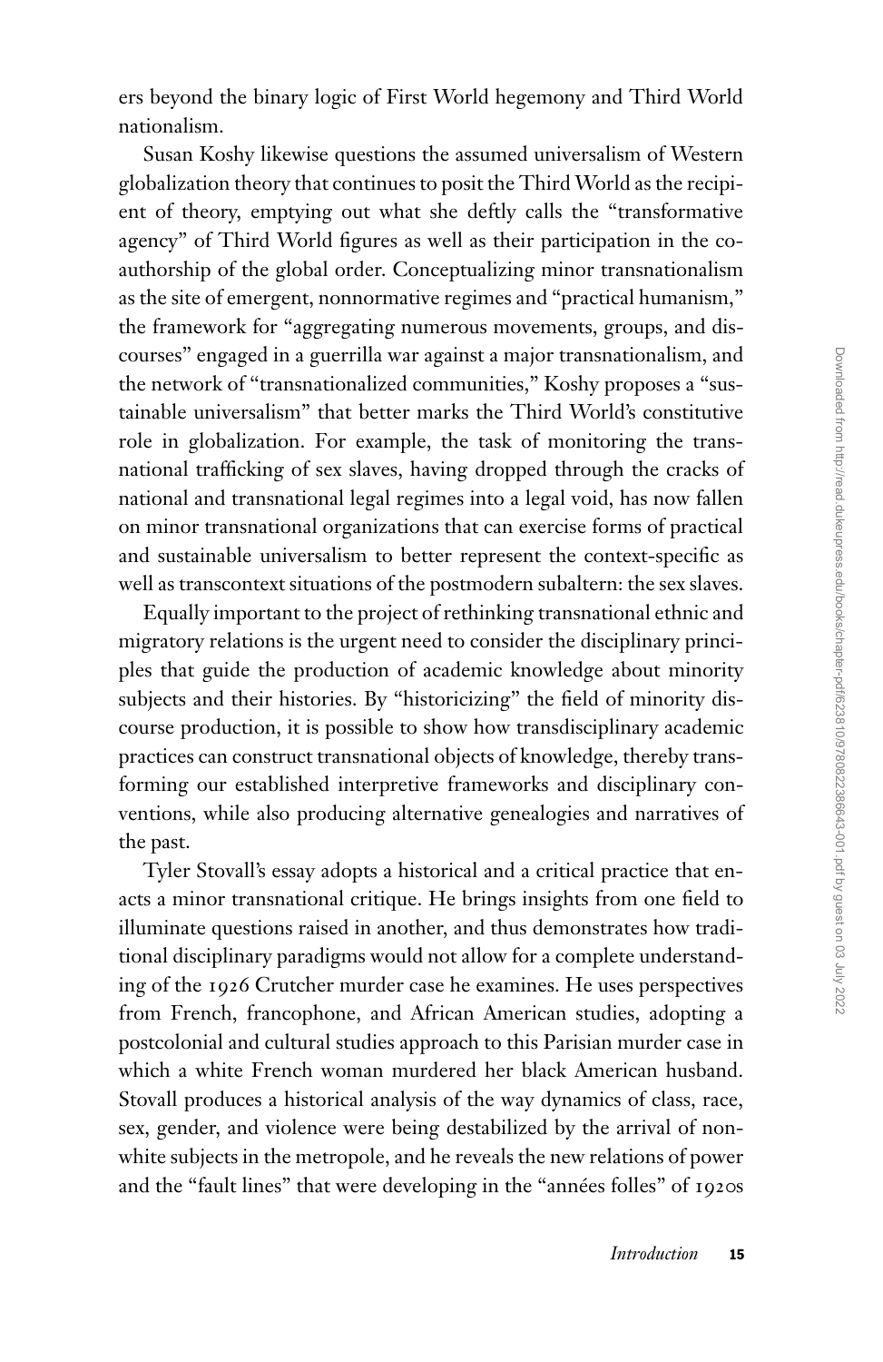ers beyond the binary logic of First World hegemony and Third World nationalism.

Susan Koshy likewise questions the assumed universalism of Western globalization theory that continues to posit the Third World as the recipient of theory, emptying out what she deftly calls the "transformative agency" of Third World figures as well as their participation in the coauthorship of the global order. Conceptualizing minor transnationalism as the site of emergent, nonnormative regimes and "practical humanism," the framework for "aggregating numerous movements, groups, and discourses" engaged in a guerrilla war against a major transnationalism, and the network of "transnationalized communities," Koshy proposes a "sustainable universalism" that better marks the Third World's constitutive role in globalization. For example, the task of monitoring the transnational trafficking of sex slaves, having dropped through the cracks of national and transnational legal regimes into a legal void, has now fallen on minor transnational organizations that can exercise forms of practical and sustainable universalism to better represent the context-specific as well as transcontext situations of the postmodern subaltern: the sex slaves.

Equally important to the project of rethinking transnational ethnic and migratory relations is the urgent need to consider the disciplinary principles that guide the production of academic knowledge about minority subjects and their histories. By "historicizing" the field of minority discourse production, it is possible to show how transdisciplinary academic practices can construct transnational objects of knowledge, thereby transforming our established interpretive frameworks and disciplinary conventions, while also producing alternative genealogies and narratives of the past.

Tyler Stovall's essay adopts a historical and a critical practice that enacts a minor transnational critique. He brings insights from one field to illuminate questions raised in another, and thus demonstrates how traditional disciplinary paradigms would not allow for a complete understanding of the 1926 Crutcher murder case he examines. He uses perspectives from French, francophone, and African American studies, adopting a postcolonial and cultural studies approach to this Parisian murder case in which a white French woman murdered her black American husband. Stovall produces a historical analysis of the way dynamics of class, race, sex, gender, and violence were being destabilized by the arrival of nonwhite subjects in the metropole, and he reveals the new relations of power and the "fault lines" that were developing in the "années folles" of 1920s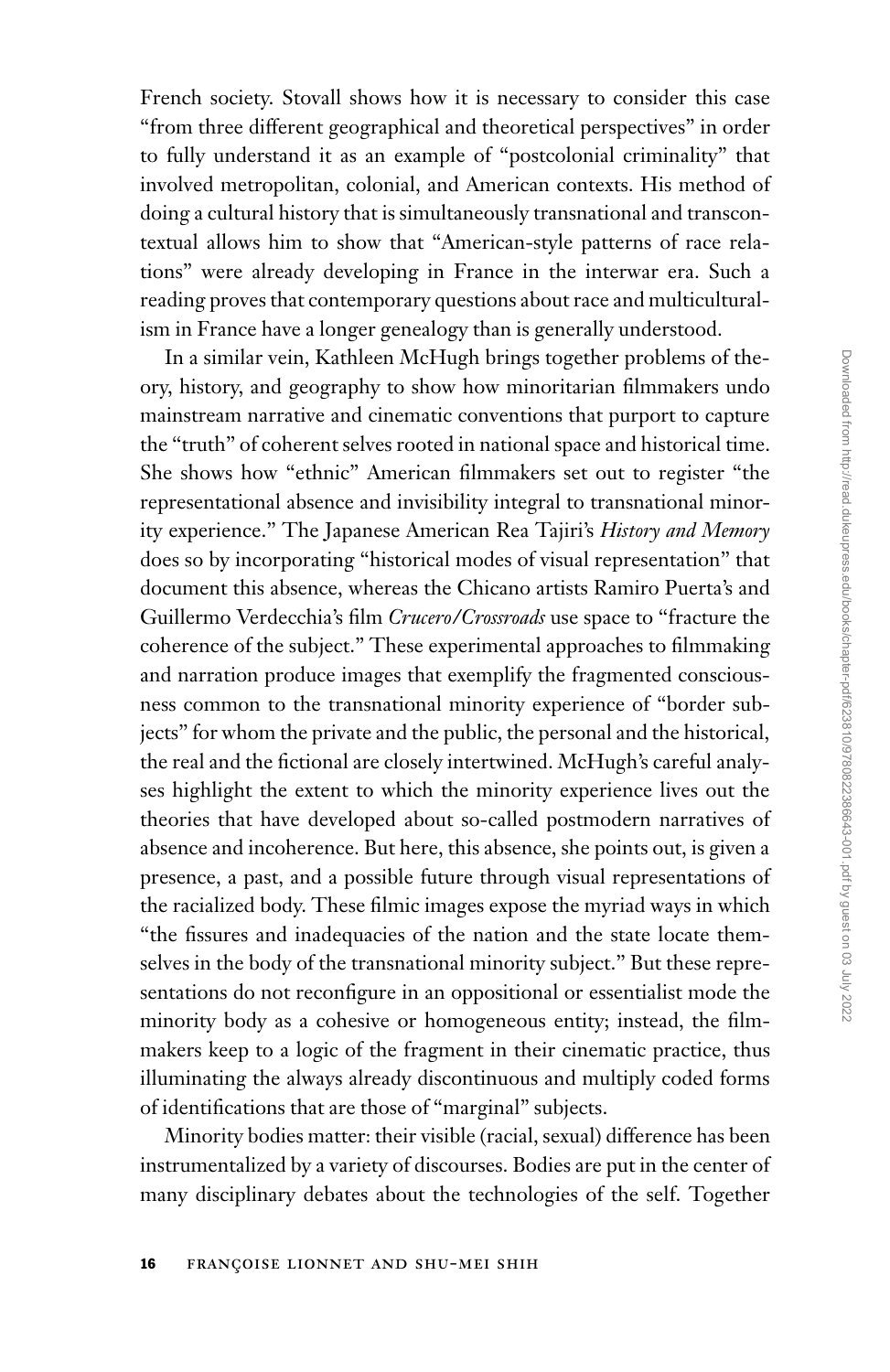French society. Stovall shows how it is necessary to consider this case "from three different geographical and theoretical perspectives" in order to fully understand it as an example of "postcolonial criminality" that involved metropolitan, colonial, and American contexts. His method of doing a cultural history that is simultaneously transnational and transcontextual allows him to show that "American-style patterns of race relations" were already developing in France in the interwar era. Such a reading proves that contemporary questions about race and multiculturalism in France have a longer genealogy than is generally understood.

In a similar vein, Kathleen McHugh brings together problems of theory, history, and geography to show how minoritarian filmmakers undo mainstream narrative and cinematic conventions that purport to capture the "truth" of coherent selves rooted in national space and historical time. She shows how "ethnic" American filmmakers set out to register "the representational absence and invisibility integral to transnational minority experience." The Japanese American Rea Tajiri's *History and Memory* does so by incorporating "historical modes of visual representation" that document this absence, whereas the Chicano artists Ramiro Puerta's and Guillermo Verdecchia's film *Crucero/Crossroads* use space to "fracture the coherence of the subject." These experimental approaches to filmmaking and narration produce images that exemplify the fragmented consciousness common to the transnational minority experience of "border subjects" for whom the private and the public, the personal and the historical, the real and the fictional are closely intertwined. McHugh's careful analyses highlight the extent to which the minority experience lives out the theories that have developed about so-called postmodern narratives of absence and incoherence. But here, this absence, she points out, is given a presence, a past, and a possible future through visual representations of the racialized body. These filmic images expose the myriad ways in which "the fissures and inadequacies of the nation and the state locate themselves in the body of the transnational minority subject." But these representations do not reconfigure in an oppositional or essentialist mode the minority body as a cohesive or homogeneous entity; instead, the filmmakers keep to a logic of the fragment in their cinematic practice, thus illuminating the always already discontinuous and multiply coded forms of identifications that are those of "marginal" subjects.

Minority bodies matter: their visible (racial, sexual) difference has been instrumentalized by a variety of discourses. Bodies are put in the center of many disciplinary debates about the technologies of the self. Together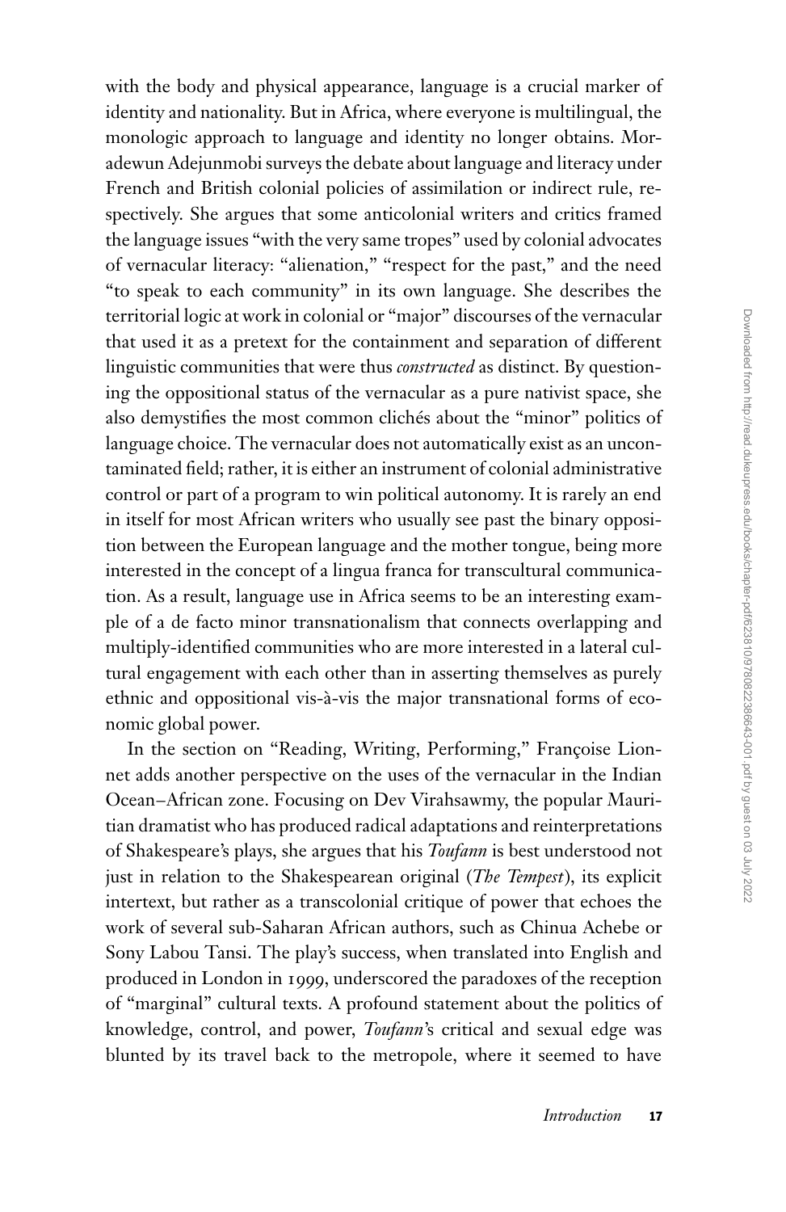with the body and physical appearance, language is a crucial marker of identity and nationality. But in Africa, where everyone is multilingual, the monologic approach to language and identity no longer obtains. Moradewun Adejunmobi surveys the debate about language and literacy under French and British colonial policies of assimilation or indirect rule, respectively. She argues that some anticolonial writers and critics framed the language issues "with the very same tropes" used by colonial advocates of vernacular literacy: "alienation," "respect for the past," and the need "to speak to each community" in its own language. She describes the territorial logic at work in colonial or "major" discourses of the vernacular that used it as a pretext for the containment and separation of different linguistic communities that were thus *constructed* as distinct. By questioning the oppositional status of the vernacular as a pure nativist space, she also demystifies the most common clichés about the "minor" politics of language choice. The vernacular does not automatically exist as an uncontaminated field; rather, it is either an instrument of colonial administrative control or part of a program to win political autonomy. It is rarely an end in itself for most African writers who usually see past the binary opposition between the European language and the mother tongue, being more interested in the concept of a lingua franca for transcultural communication. As a result, language use in Africa seems to be an interesting example of a de facto minor transnationalism that connects overlapping and multiply-identified communities who are more interested in a lateral cultural engagement with each other than in asserting themselves as purely ethnic and oppositional vis-à-vis the major transnational forms of economic global power.

In the section on "Reading, Writing, Performing," Françoise Lionnet adds another perspective on the uses of the vernacular in the Indian Ocean–African zone. Focusing on Dev Virahsawmy, the popular Mauritian dramatist who has produced radical adaptations and reinterpretations of Shakespeare's plays, she argues that his *Toufann* is best understood not just in relation to the Shakespearean original (*The Tempest*), its explicit intertext, but rather as a transcolonial critique of power that echoes the work of several sub-Saharan African authors, such as Chinua Achebe or Sony Labou Tansi. The play's success, when translated into English and produced in London in 1999, underscored the paradoxes of the reception of "marginal" cultural texts. A profound statement about the politics of knowledge, control, and power, *Toufann*'s critical and sexual edge was blunted by its travel back to the metropole, where it seemed to have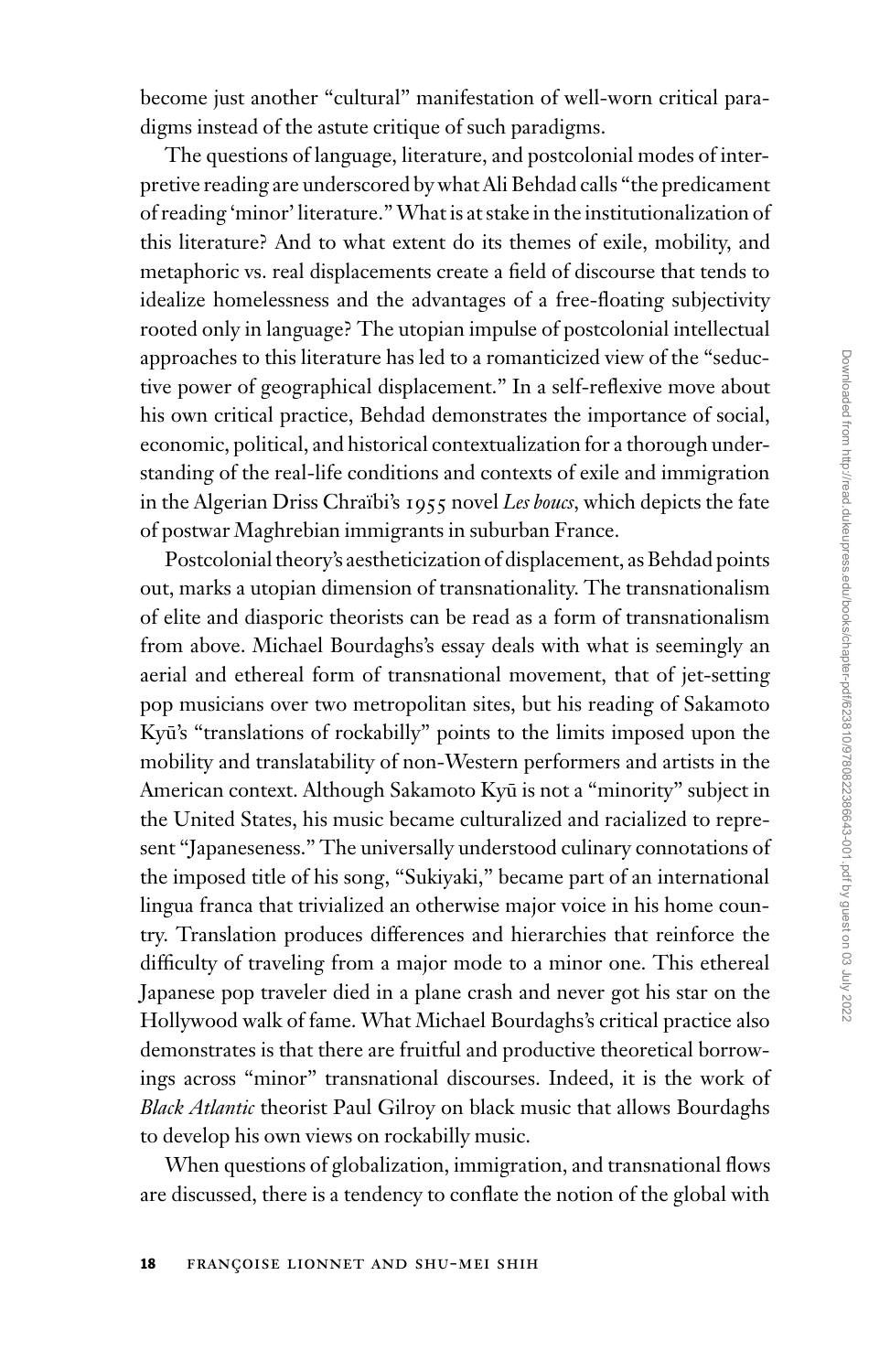become just another "cultural" manifestation of well-worn critical paradigms instead of the astute critique of such paradigms.

The questions of language, literature, and postcolonial modes of interpretive reading are underscored by what Ali Behdad calls "the predicament of reading 'minor' literature." What is at stake in the institutionalization of this literature? And to what extent do its themes of exile, mobility, and metaphoric vs. real displacements create a field of discourse that tends to idealize homelessness and the advantages of a free-floating subjectivity rooted only in language? The utopian impulse of postcolonial intellectual approaches to this literature has led to a romanticized view of the "seductive power of geographical displacement." In a self-reflexive move about his own critical practice, Behdad demonstrates the importance of social, economic, political, and historical contextualization for a thorough understanding of the real-life conditions and contexts of exile and immigration in the Algerian Driss Chraïbi's 1955 novel *Les boucs*, which depicts the fate of postwar Maghrebian immigrants in suburban France.

Postcolonial theory's aestheticization of displacement, as Behdad points out, marks a utopian dimension of transnationality. The transnationalism of elite and diasporic theorists can be read as a form of transnationalism from above. Michael Bourdaghs's essay deals with what is seemingly an aerial and ethereal form of transnational movement, that of jet-setting pop musicians over two metropolitan sites, but his reading of Sakamoto Kyū's "translations of rockabilly" points to the limits imposed upon the mobility and translatability of non-Western performers and artists in the American context. Although Sakamoto Kyū is not a "minority" subject in the United States, his music became culturalized and racialized to represent "Japaneseness." The universally understood culinary connotations of the imposed title of his song, "Sukiyaki," became part of an international lingua franca that trivialized an otherwise major voice in his home country. Translation produces differences and hierarchies that reinforce the difficulty of traveling from a major mode to a minor one. This ethereal Japanese pop traveler died in a plane crash and never got his star on the Hollywood walk of fame. What Michael Bourdaghs's critical practice also demonstrates is that there are fruitful and productive theoretical borrowings across "minor" transnational discourses. Indeed, it is the work of *Black Atlantic* theorist Paul Gilroy on black music that allows Bourdaghs to develop his own views on rockabilly music.

When questions of globalization, immigration, and transnational flows are discussed, there is a tendency to conflate the notion of the global with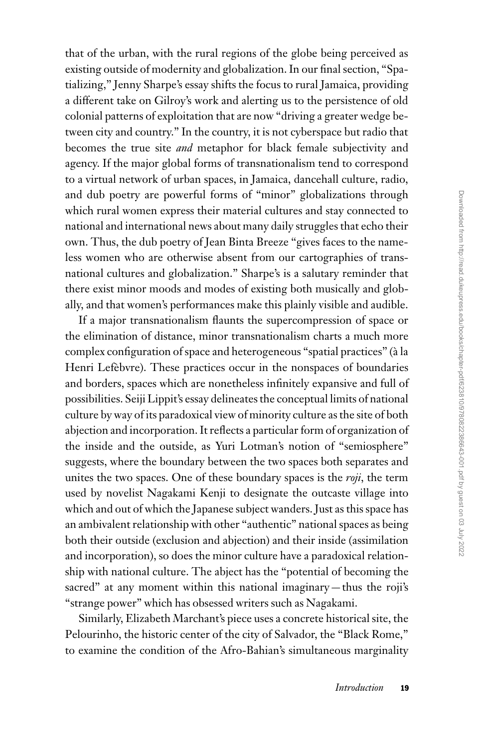that of the urban, with the rural regions of the globe being perceived as existing outside of modernity and globalization. In our final section, "Spatializing," Jenny Sharpe's essay shifts the focus to rural Jamaica, providing a different take on Gilroy's work and alerting us to the persistence of old colonial patterns of exploitation that are now "driving a greater wedge between city and country." In the country, it is not cyberspace but radio that becomes the true site *and* metaphor for black female subjectivity and agency. If the major global forms of transnationalism tend to correspond to a virtual network of urban spaces, in Jamaica, dancehall culture, radio, and dub poetry are powerful forms of "minor" globalizations through which rural women express their material cultures and stay connected to national and international news about many daily struggles that echo their own. Thus, the dub poetry of Jean Binta Breeze "gives faces to the nameless women who are otherwise absent from our cartographies of transnational cultures and globalization." Sharpe's is a salutary reminder that there exist minor moods and modes of existing both musically and globally, and that women's performances make this plainly visible and audible.

If a major transnationalism flaunts the supercompression of space or the elimination of distance, minor transnationalism charts a much more complex configuration of space and heterogeneous "spatial practices" (à la Henri Lefèbvre). These practices occur in the nonspaces of boundaries and borders, spaces which are nonetheless infinitely expansive and full of possibilities. Seiji Lippit's essay delineates the conceptual limits of national culture by way of its paradoxical view of minority culture as the site of both abjection and incorporation. It reflects a particular form of organization of the inside and the outside, as Yuri Lotman's notion of "semiosphere" suggests, where the boundary between the two spaces both separates and unites the two spaces. One of these boundary spaces is the *roji*, the term used by novelist Nagakami Kenji to designate the outcaste village into which and out of which the Japanese subject wanders. Just as this space has an ambivalent relationship with other "authentic" national spaces as being both their outside (exclusion and abjection) and their inside (assimilation and incorporation), so does the minor culture have a paradoxical relationship with national culture. The abject has the "potential of becoming the sacred" at any moment within this national imaginary—thus the roji's "strange power" which has obsessed writers such as Nagakami.

Similarly, Elizabeth Marchant's piece uses a concrete historical site, the Pelourinho, the historic center of the city of Salvador, the "Black Rome," to examine the condition of the Afro-Bahian's simultaneous marginality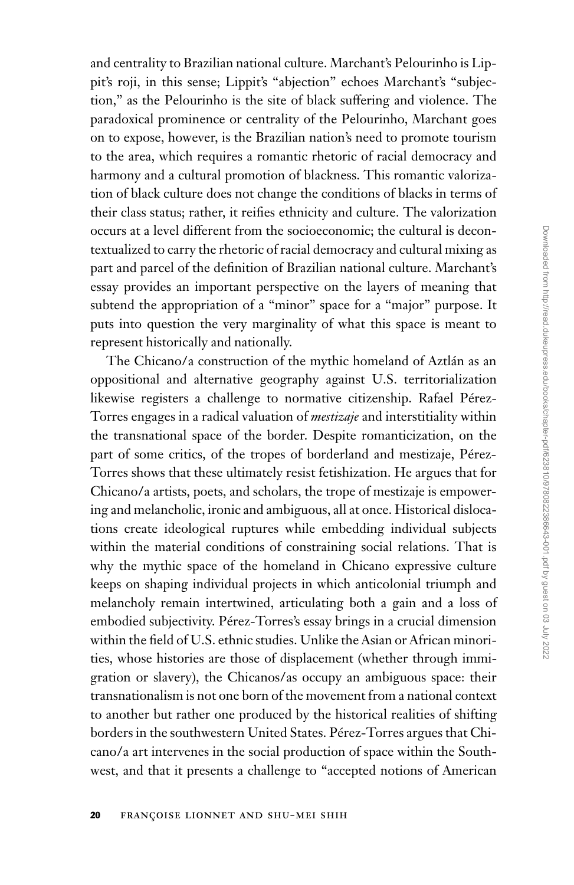and centrality to Brazilian national culture. Marchant's Pelourinho is Lippit's roji, in this sense; Lippit's "abjection" echoes Marchant's "subjection," as the Pelourinho is the site of black suffering and violence. The paradoxical prominence or centrality of the Pelourinho, Marchant goes on to expose, however, is the Brazilian nation's need to promote tourism to the area, which requires a romantic rhetoric of racial democracy and harmony and a cultural promotion of blackness. This romantic valorization of black culture does not change the conditions of blacks in terms of their class status; rather, it reifies ethnicity and culture. The valorization occurs at a level different from the socioeconomic; the cultural is decontextualized to carry the rhetoric of racial democracy and cultural mixing as part and parcel of the definition of Brazilian national culture. Marchant's essay provides an important perspective on the layers of meaning that subtend the appropriation of a "minor" space for a "major" purpose. It puts into question the very marginality of what this space is meant to represent historically and nationally.

The Chicano/a construction of the mythic homeland of Aztlán as an oppositional and alternative geography against U.S. territorialization likewise registers a challenge to normative citizenship. Rafael Pérez-Torres engages in a radical valuation of *mestizaje* and interstitiality within the transnational space of the border. Despite romanticization, on the part of some critics, of the tropes of borderland and mestizaje, Pérez-Torres shows that these ultimately resist fetishization. He argues that for Chicano/a artists, poets, and scholars, the trope of mestizaje is empowering and melancholic, ironic and ambiguous, all at once. Historical dislocations create ideological ruptures while embedding individual subjects within the material conditions of constraining social relations. That is why the mythic space of the homeland in Chicano expressive culture keeps on shaping individual projects in which anticolonial triumph and melancholy remain intertwined, articulating both a gain and a loss of embodied subjectivity. Pérez-Torres's essay brings in a crucial dimension within the field of U.S. ethnic studies. Unlike the Asian or African minorities, whose histories are those of displacement (whether through immigration or slavery), the Chicanos/as occupy an ambiguous space: their transnationalism is not one born of the movement from a national context to another but rather one produced by the historical realities of shifting borders in the southwestern United States. Pérez-Torres argues that Chicano/a art intervenes in the social production of space within the Southwest, and that it presents a challenge to "accepted notions of American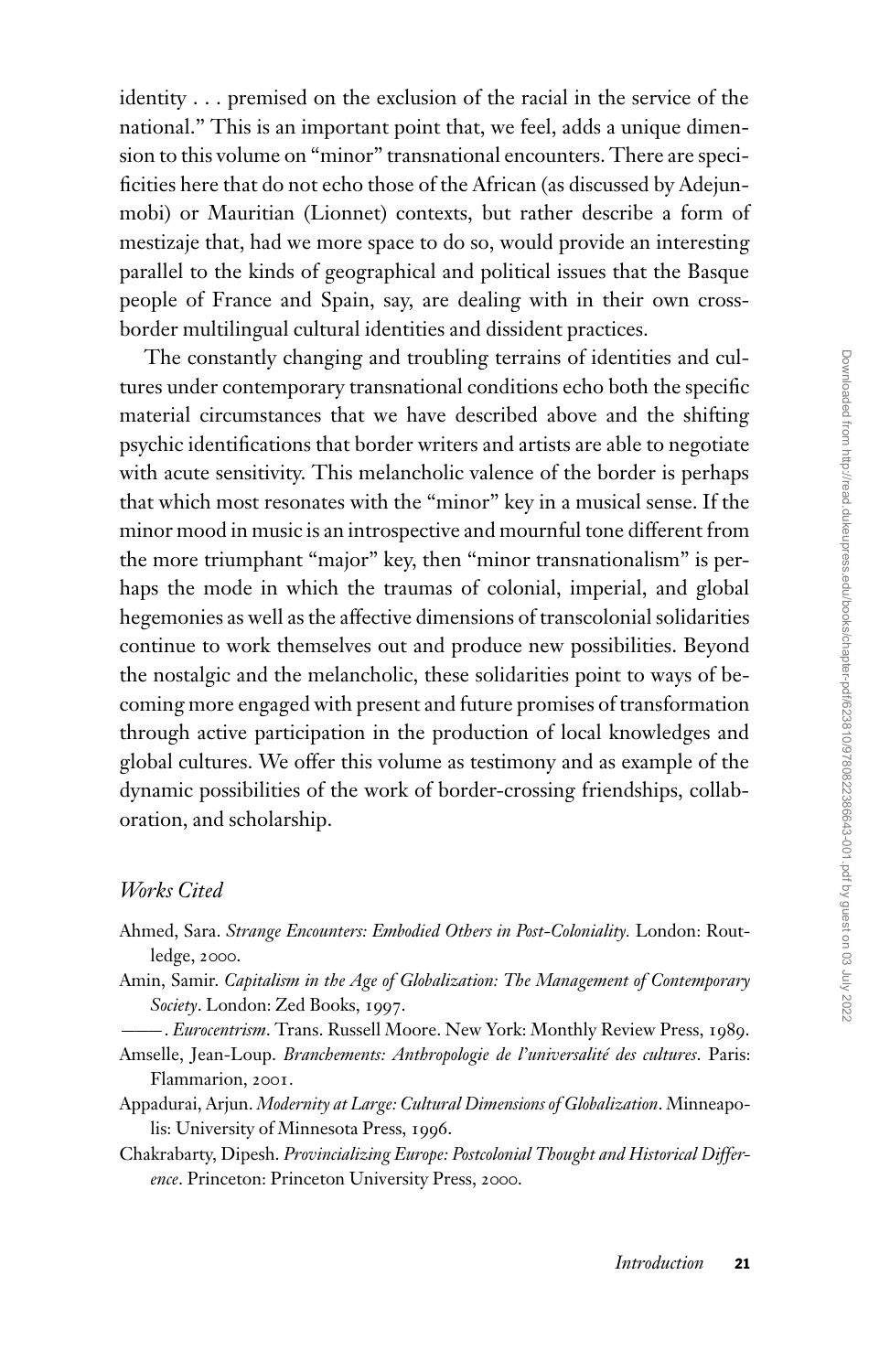identity . . . premised on the exclusion of the racial in the service of the national." This is an important point that, we feel, adds a unique dimension to this volume on "minor" transnational encounters. There are specificities here that do not echo those of the African (as discussed by Adejunmobi) or Mauritian (Lionnet) contexts, but rather describe a form of mestizaje that, had we more space to do so, would provide an interesting parallel to the kinds of geographical and political issues that the Basque people of France and Spain, say, are dealing with in their own cross-border multilingual cultural identities and dissident practices.

The constantly changing and troubling terrains of identities and cultures under contemporary transnational conditions echo both the specific material circumstances that we have described above and the shifting psychic identifications that border writers and artists are able to negotiate with acute sensitivity. This melancholic valence of the border is perhaps that which most resonates with the "minor" key in a musical sense. If the minor mood in music is an introspective and mournful tone different from the more triumphant "major" key, then "minor transnationalism" is perhaps the mode in which the traumas of colonial, imperial, and global hegemonies as well as the affective dimensions of transcolonial solidarities continue to work themselves out and produce new possibilities. Beyond the nostalgic and the melancholic, these solidarities point to ways of becoming more engaged with present and future promises of transformation through active participation in the production of local knowledges and global cultures. We offer this volume as testimony and as example of the dynamic possibilities of the work of border-crossing friendships, collaboration, and scholarship.

## *Works Cited*

Ahmed, Sara. *Strange Encounters: Embodied Others in Post-Coloniality.* London: Routledge, 2000.

Amin, Samir. *Capitalism in the Age of Globalization: The Management of Contemporary Society*. London: Zed Books, 1997.

———. *Eurocentrism*. Trans. Russell Moore. New York: Monthly Review Press, 1989.

Amselle, Jean-Loup. *Branchements: Anthropologie de l'universalité des cultures*. Paris: Flammarion, 2001.

Appadurai, Arjun. *Modernity at Large: Cultural Dimensions of Globalization*. Minneapolis: University of Minnesota Press, 1996.

Chakrabarty, Dipesh. *Provincializing Europe: Postcolonial Thought and Historical Difference*. Princeton: Princeton University Press, 2000.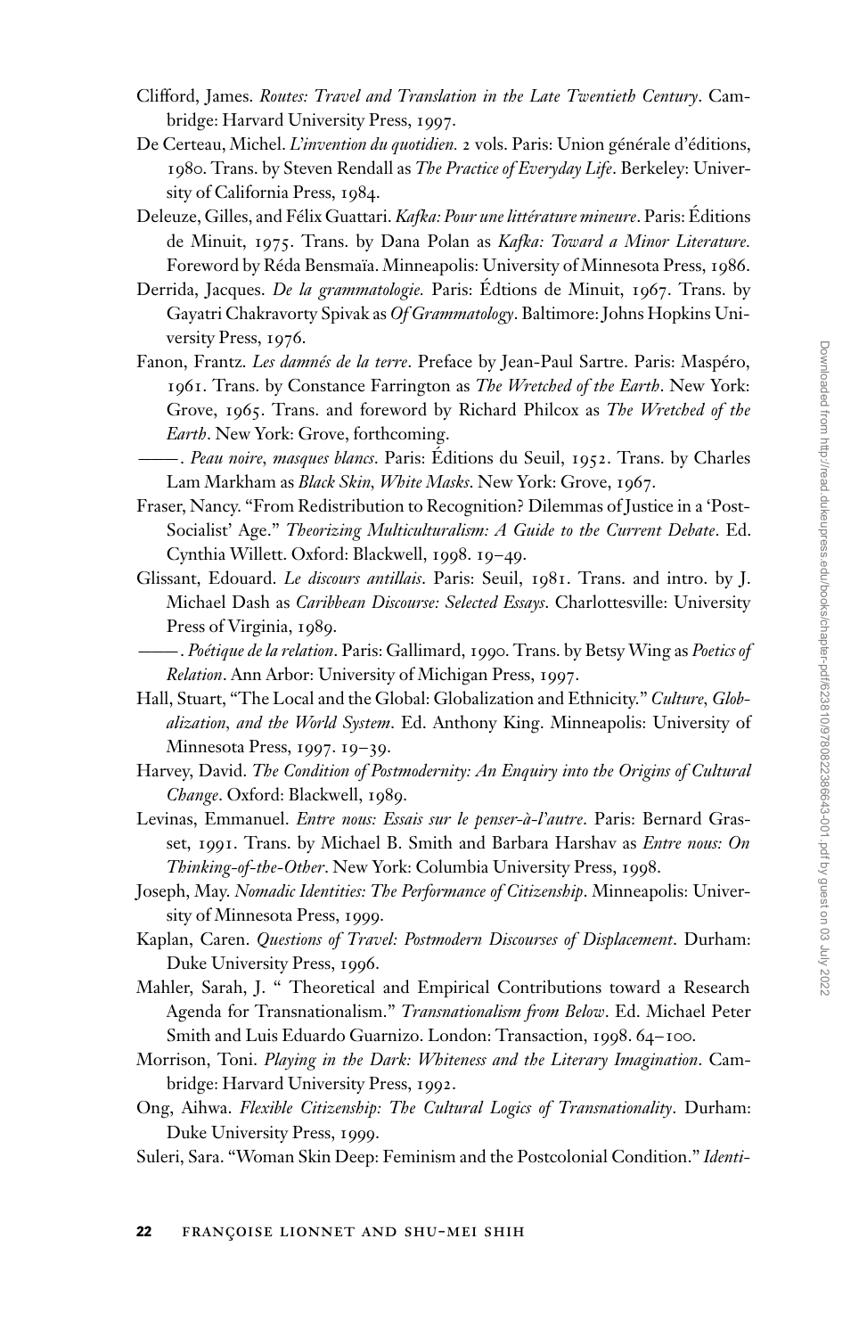Clifford, James. *Routes: Travel and Translation in the Late Twentieth Century*. Cambridge: Harvard University Press, 1997.

De Certeau, Michel. *L'invention du quotidien.* 2 vols. Paris: Union générale d'éditions, 1980. Trans. by Steven Rendall as *The Practice of Everyday Life*. Berkeley: University of California Press, 1984.

Deleuze, Gilles, and Félix Guattari. *Kafka: Pour une littérature mineure*. Paris: Éditions de Minuit, 1975. Trans. by Dana Polan as *Kafka: Toward a Minor Literature.* Foreword by Réda Bensmaïa. Minneapolis: University of Minnesota Press, 1986.

Derrida, Jacques. *De la grammatologie.* Paris: Édtions de Minuit, 1967. Trans. by Gayatri Chakravorty Spivak as *Of Grammatology*. Baltimore: Johns Hopkins University Press, 1976.

Fanon, Frantz. *Les damnés de la terre*. Preface by Jean-Paul Sartre. Paris: Maspéro, 1961. Trans. by Constance Farrington as *The Wretched of the Earth*. New York: Grove, 1965. Trans. and foreword by Richard Philcox as *The Wretched of the Earth*. New York: Grove, forthcoming.

———. *Peau noire, masques blancs*. Paris: Éditions du Seuil, 1952. Trans. by Charles Lam Markham as *Black Skin, White Masks*. New York: Grove, 1967.

Fraser, Nancy. "From Redistribution to Recognition? Dilemmas of Justice in a 'Post-Socialist' Age." *Theorizing Multiculturalism: A Guide to the Current Debate*. Ed. Cynthia Willett. Oxford: Blackwell, 1998. 19–49.

Glissant, Edouard. *Le discours antillais*. Paris: Seuil, 1981. Trans. and intro. by J. Michael Dash as *Caribbean Discourse: Selected Essays*. Charlottesville: University Press of Virginia, 1989.

———. *Poétique de la relation*. Paris: Gallimard, 1990. Trans. by Betsy Wing as *Poetics of Relation*. Ann Arbor: University of Michigan Press, 1997.

Hall, Stuart, "The Local and the Global: Globalization and Ethnicity." *Culture, Globalization, and the World System*. Ed. Anthony King. Minneapolis: University of Minnesota Press, 1997. 19–39.

Harvey, David. *The Condition of Postmodernity: An Enquiry into the Origins of Cultural Change*. Oxford: Blackwell, 1989.

Levinas, Emmanuel. *Entre nous: Essais sur le penser-à-l'autre*. Paris: Bernard Grasset, 1991. Trans. by Michael B. Smith and Barbara Harshav as *Entre nous: On Thinking-of-the-Other*. New York: Columbia University Press, 1998.

Joseph, May. *Nomadic Identities: The Performance of Citizenship*. Minneapolis: University of Minnesota Press, 1999.

Kaplan, Caren. *Questions of Travel: Postmodern Discourses of Displacement*. Durham: Duke University Press, 1996.

Mahler, Sarah, J. " Theoretical and Empirical Contributions toward a Research Agenda for Transnationalism." *Transnationalism from Below*. Ed. Michael Peter Smith and Luis Eduardo Guarnizo. London: Transaction, 1998. 64–100.

Morrison, Toni. *Playing in the Dark: Whiteness and the Literary Imagination*. Cambridge: Harvard University Press, 1992.

Ong, Aihwa. *Flexible Citizenship: The Cultural Logics of Transnationality*. Durham: Duke University Press, 1999.

Suleri, Sara. "Woman Skin Deep: Feminism and the Postcolonial Condition." *Identi-*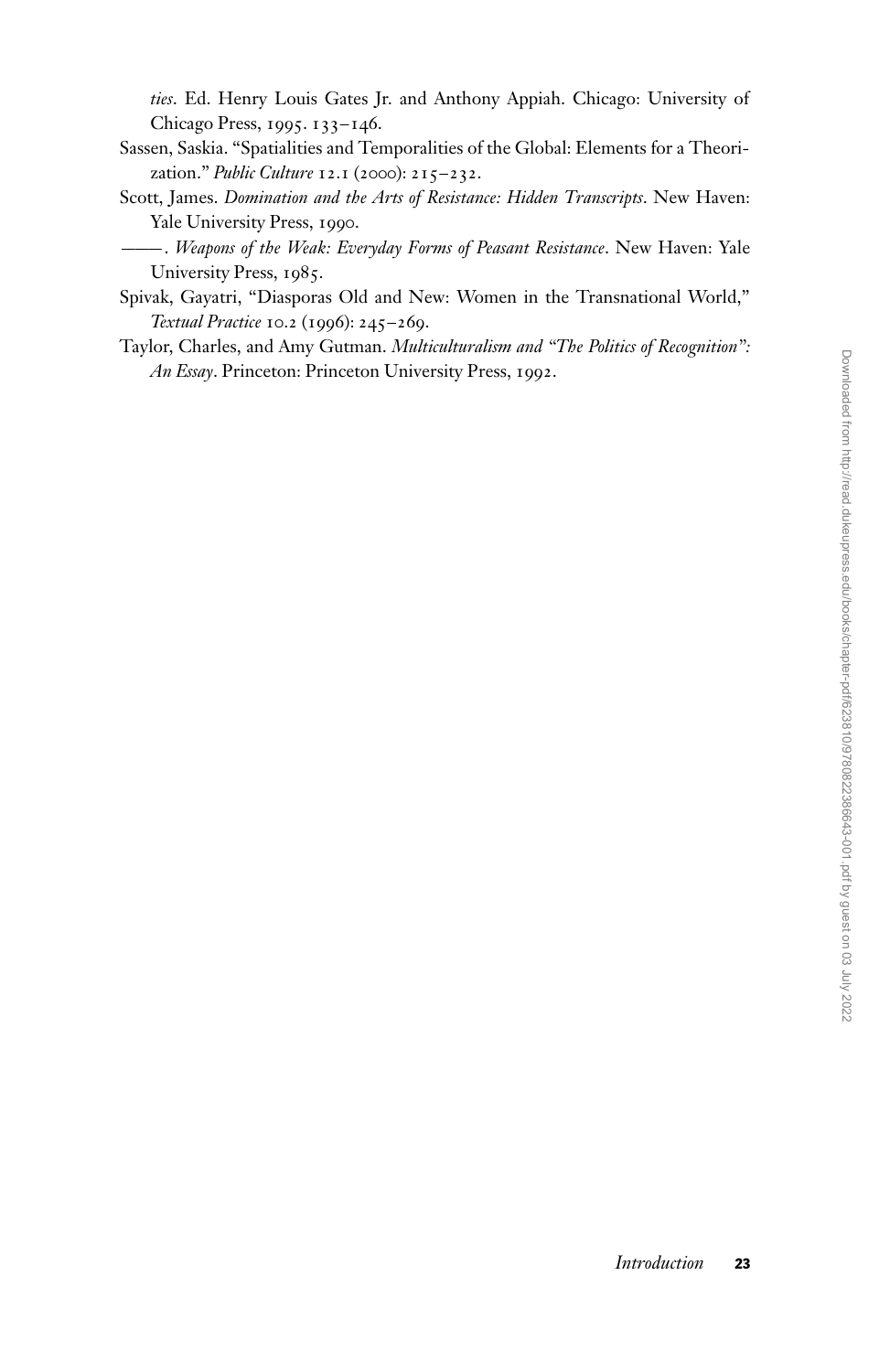*ties*. Ed. Henry Louis Gates Jr. and Anthony Appiah. Chicago: University of Chicago Press, 1995. 133–146.

Sassen, Saskia. "Spatialities and Temporalities of the Global: Elements for a Theorization." *Public Culture* 12.1 (2000): 215–232.

Scott, James. *Domination and the Arts of Resistance: Hidden Transcripts*. New Haven: Yale University Press, 1990.

———. *Weapons of the Weak: Everyday Forms of Peasant Resistance*. New Haven: Yale University Press, 1985.

Spivak, Gayatri, "Diasporas Old and New: Women in the Transnational World," *Textual Practice* 10.2 (1996): 245–269.

Taylor, Charles, and Amy Gutman. *Multiculturalism and "The Politics of Recognition": An Essay*. Princeton: Princeton University Press, 1992.